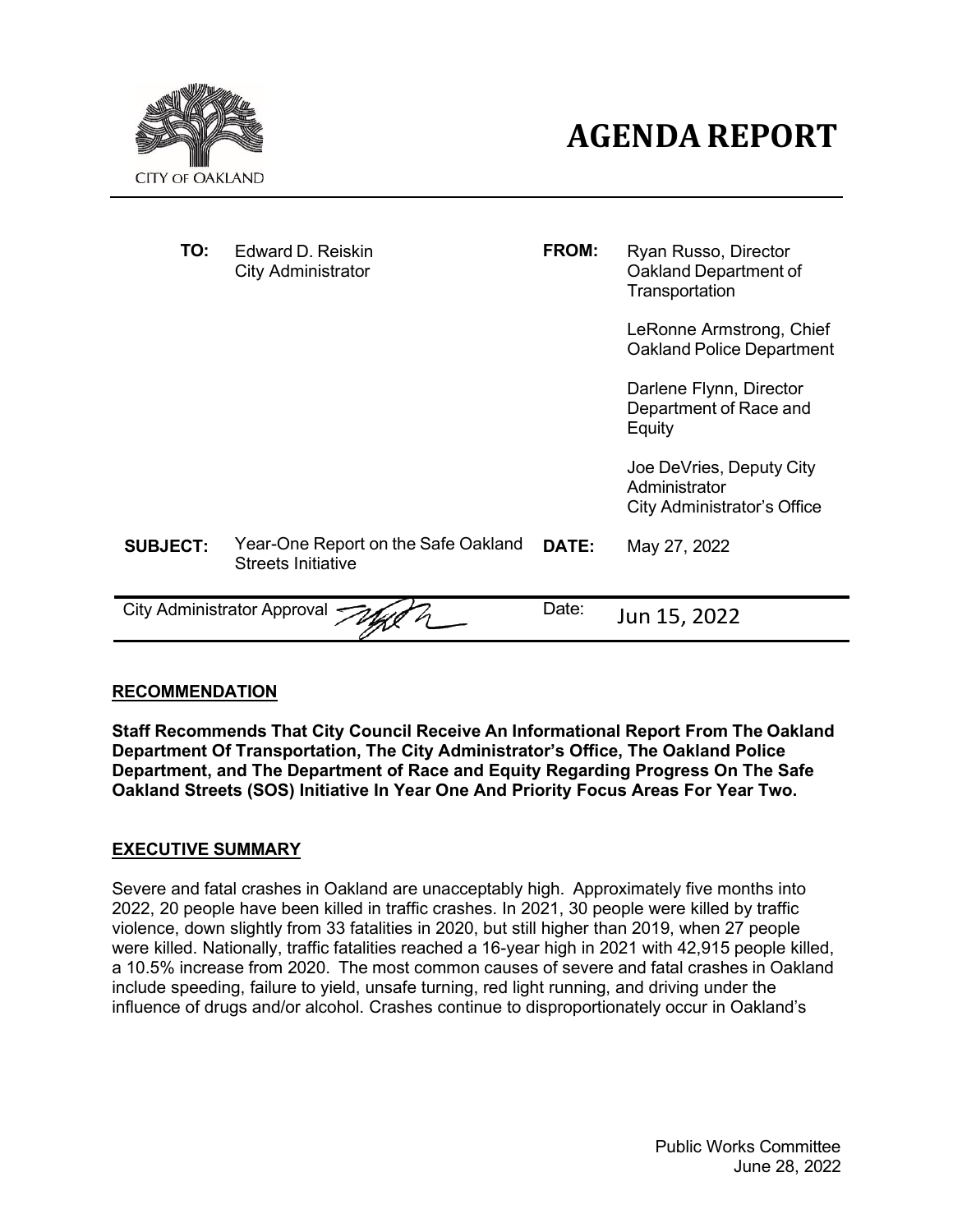CITY OF OAKLAND

# AGENDA REPORT

| | | | |
|---|---|---|---|
| **TO:** | Edward D. Reiskin<br>City Administrator | **FROM:** | Ryan Russo, Director<br>Oakland Department of Transportation<br><br>LeRonne Armstrong, Chief<br>Oakland Police Department<br><br>Darlene Flynn, Director<br>Department of Race and Equity<br><br>Joe DeVries, Deputy City Administrator<br>City Administrator's Office |
| **SUBJECT:** | Year-One Report on the Safe Oakland Streets Initiative | **DATE:** | May 27, 2022 |
| City Administrator Approval | | Date: | Jun 15, 2022 |

## RECOMMENDATION

**Staff Recommends That City Council Receive An Informational Report From The Oakland Department Of Transportation, The City Administrator's Office, The Oakland Police Department, and The Department of Race and Equity Regarding Progress On The Safe Oakland Streets (SOS) Initiative In Year One And Priority Focus Areas For Year Two.**

## EXECUTIVE SUMMARY

Severe and fatal crashes in Oakland are unacceptably high. Approximately five months into 2022, 20 people have been killed in traffic crashes. In 2021, 30 people were killed by traffic violence, down slightly from 33 fatalities in 2020, but still higher than 2019, when 27 people were killed. Nationally, traffic fatalities reached a 16-year high in 2021 with 42,915 people killed, a 10.5% increase from 2020. The most common causes of severe and fatal crashes in Oakland include speeding, failure to yield, unsafe turning, red light running, and driving under the influence of drugs and/or alcohol. Crashes continue to disproportionately occur in Oakland's

Public Works Committee
June 28, 2022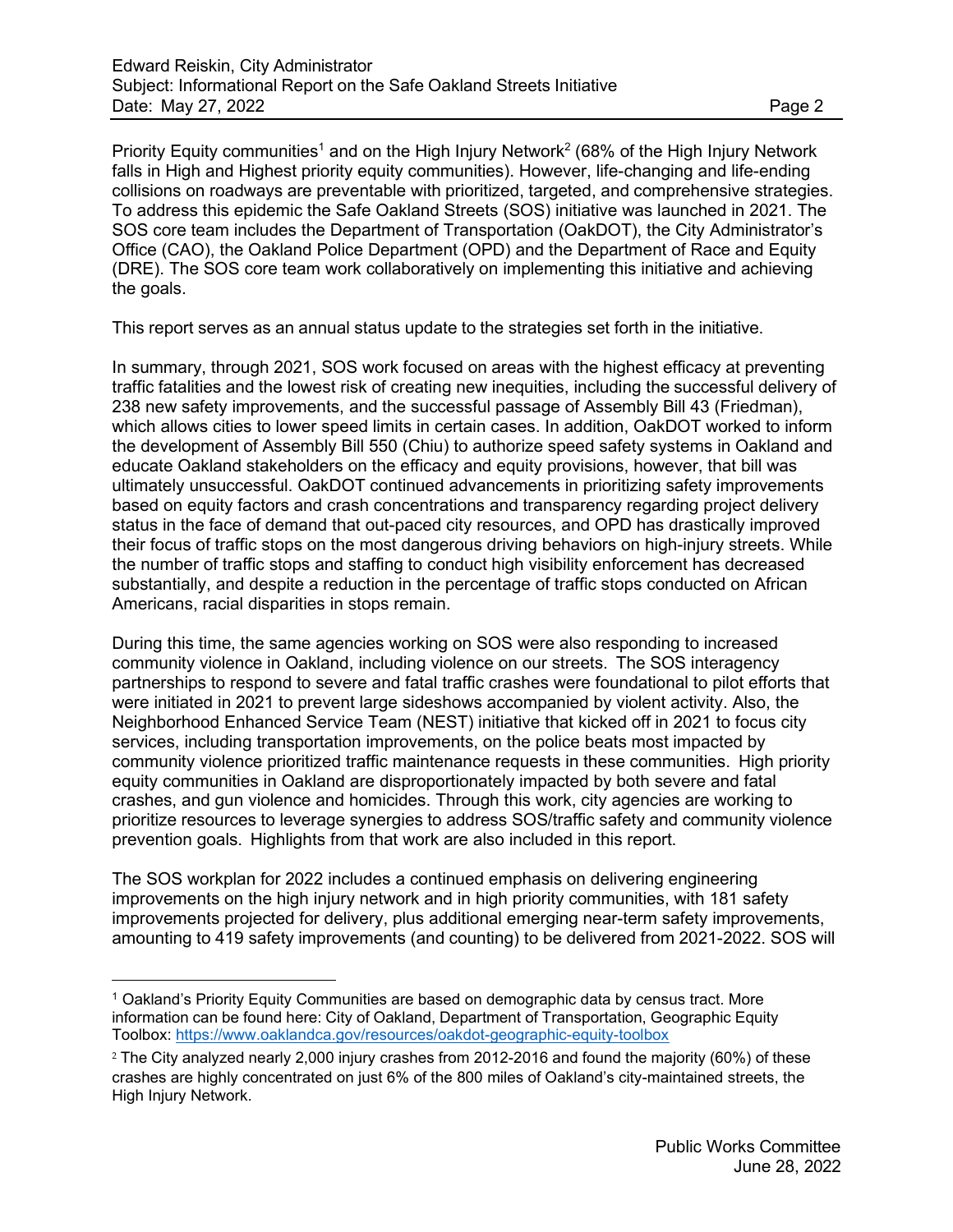Priority Equity communities[1] and on the High Injury Network[2] (68% of the High Injury Network falls in High and Highest priority equity communities). However, life-changing and life-ending collisions on roadways are preventable with prioritized, targeted, and comprehensive strategies. To address this epidemic the Safe Oakland Streets (SOS) initiative was launched in 2021. The SOS core team includes the Department of Transportation (OakDOT), the City Administrator's Office (CAO), the Oakland Police Department (OPD) and the Department of Race and Equity (DRE). The SOS core team work collaboratively on implementing this initiative and achieving the goals.

This report serves as an annual status update to the strategies set forth in the initiative.

In summary, through 2021, SOS work focused on areas with the highest efficacy at preventing traffic fatalities and the lowest risk of creating new inequities, including the successful delivery of 238 new safety improvements, and the successful passage of Assembly Bill 43 (Friedman), which allows cities to lower speed limits in certain cases. In addition, OakDOT worked to inform the development of Assembly Bill 550 (Chiu) to authorize speed safety systems in Oakland and educate Oakland stakeholders on the efficacy and equity provisions, however, that bill was ultimately unsuccessful. OakDOT continued advancements in prioritizing safety improvements based on equity factors and crash concentrations and transparency regarding project delivery status in the face of demand that out-paced city resources, and OPD has drastically improved their focus of traffic stops on the most dangerous driving behaviors on high-injury streets. While the number of traffic stops and staffing to conduct high visibility enforcement has decreased substantially, and despite a reduction in the percentage of traffic stops conducted on African Americans, racial disparities in stops remain.

During this time, the same agencies working on SOS were also responding to increased community violence in Oakland, including violence on our streets. The SOS interagency partnerships to respond to severe and fatal traffic crashes were foundational to pilot efforts that were initiated in 2021 to prevent large sideshows accompanied by violent activity. Also, the Neighborhood Enhanced Service Team (NEST) initiative that kicked off in 2021 to focus city services, including transportation improvements, on the police beats most impacted by community violence prioritized traffic maintenance requests in these communities. High priority equity communities in Oakland are disproportionately impacted by both severe and fatal crashes, and gun violence and homicides. Through this work, city agencies are working to prioritize resources to leverage synergies to address SOS/traffic safety and community violence prevention goals. Highlights from that work are also included in this report.

The SOS workplan for 2022 includes a continued emphasis on delivering engineering improvements on the high injury network and in high priority communities, with 181 safety improvements projected for delivery, plus additional emerging near-term safety improvements, amounting to 419 safety improvements (and counting) to be delivered from 2021-2022. SOS will

---

[1] Oakland's Priority Equity Communities are based on demographic data by census tract. More information can be found here: City of Oakland, Department of Transportation, Geographic Equity Toolbox: https://www.oaklandca.gov/resources/oakdot-geographic-equity-toolbox

[2] The City analyzed nearly 2,000 injury crashes from 2012-2016 and found the majority (60%) of these crashes are highly concentrated on just 6% of the 800 miles of Oakland's city-maintained streets, the High Injury Network.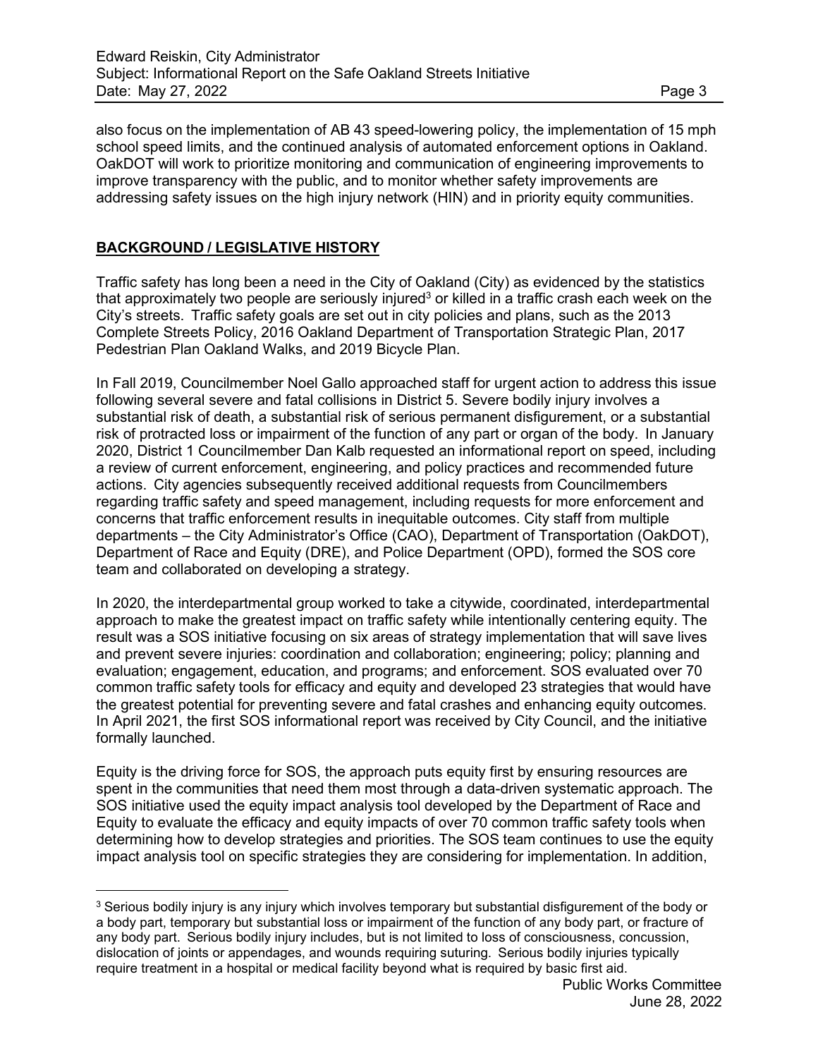also focus on the implementation of AB 43 speed-lowering policy, the implementation of 15 mph school speed limits, and the continued analysis of automated enforcement options in Oakland. OakDOT will work to prioritize monitoring and communication of engineering improvements to improve transparency with the public, and to monitor whether safety improvements are addressing safety issues on the high injury network (HIN) and in priority equity communities.

## BACKGROUND / LEGISLATIVE HISTORY

Traffic safety has long been a need in the City of Oakland (City) as evidenced by the statistics that approximately two people are seriously injured[3] or killed in a traffic crash each week on the City's streets. Traffic safety goals are set out in city policies and plans, such as the 2013 Complete Streets Policy, 2016 Oakland Department of Transportation Strategic Plan, 2017 Pedestrian Plan Oakland Walks, and 2019 Bicycle Plan.

In Fall 2019, Councilmember Noel Gallo approached staff for urgent action to address this issue following several severe and fatal collisions in District 5. Severe bodily injury involves a substantial risk of death, a substantial risk of serious permanent disfigurement, or a substantial risk of protracted loss or impairment of the function of any part or organ of the body. In January 2020, District 1 Councilmember Dan Kalb requested an informational report on speed, including a review of current enforcement, engineering, and policy practices and recommended future actions. City agencies subsequently received additional requests from Councilmembers regarding traffic safety and speed management, including requests for more enforcement and concerns that traffic enforcement results in inequitable outcomes. City staff from multiple departments – the City Administrator's Office (CAO), Department of Transportation (OakDOT), Department of Race and Equity (DRE), and Police Department (OPD), formed the SOS core team and collaborated on developing a strategy.

In 2020, the interdepartmental group worked to take a citywide, coordinated, interdepartmental approach to make the greatest impact on traffic safety while intentionally centering equity. The result was a SOS initiative focusing on six areas of strategy implementation that will save lives and prevent severe injuries: coordination and collaboration; engineering; policy; planning and evaluation; engagement, education, and programs; and enforcement. SOS evaluated over 70 common traffic safety tools for efficacy and equity and developed 23 strategies that would have the greatest potential for preventing severe and fatal crashes and enhancing equity outcomes. In April 2021, the first SOS informational report was received by City Council, and the initiative formally launched.

Equity is the driving force for SOS, the approach puts equity first by ensuring resources are spent in the communities that need them most through a data-driven systematic approach. The SOS initiative used the equity impact analysis tool developed by the Department of Race and Equity to evaluate the efficacy and equity impacts of over 70 common traffic safety tools when determining how to develop strategies and priorities. The SOS team continues to use the equity impact analysis tool on specific strategies they are considering for implementation. In addition,

[3] Serious bodily injury is any injury which involves temporary but substantial disfigurement of the body or a body part, temporary but substantial loss or impairment of the function of any body part, or fracture of any body part. Serious bodily injury includes, but is not limited to loss of consciousness, concussion, dislocation of joints or appendages, and wounds requiring suturing. Serious bodily injuries typically require treatment in a hospital or medical facility beyond what is required by basic first aid.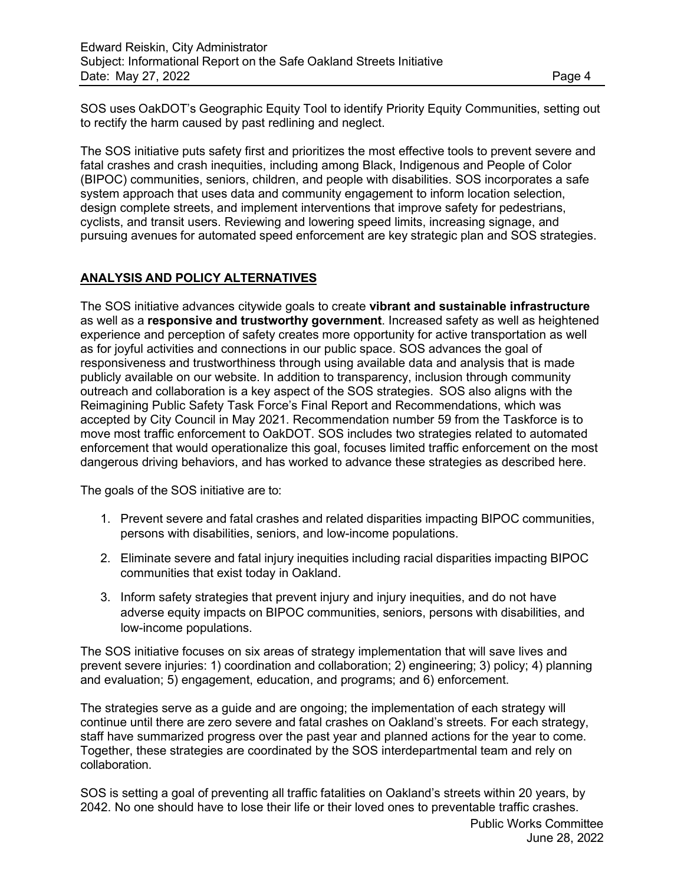SOS uses OakDOT's Geographic Equity Tool to identify Priority Equity Communities, setting out to rectify the harm caused by past redlining and neglect.

The SOS initiative puts safety first and prioritizes the most effective tools to prevent severe and fatal crashes and crash inequities, including among Black, Indigenous and People of Color (BIPOC) communities, seniors, children, and people with disabilities. SOS incorporates a safe system approach that uses data and community engagement to inform location selection, design complete streets, and implement interventions that improve safety for pedestrians, cyclists, and transit users. Reviewing and lowering speed limits, increasing signage, and pursuing avenues for automated speed enforcement are key strategic plan and SOS strategies.

## ANALYSIS AND POLICY ALTERNATIVES

The SOS initiative advances citywide goals to create **vibrant and sustainable infrastructure** as well as a **responsive and trustworthy government**. Increased safety as well as heightened experience and perception of safety creates more opportunity for active transportation as well as for joyful activities and connections in our public space. SOS advances the goal of responsiveness and trustworthiness through using available data and analysis that is made publicly available on our website. In addition to transparency, inclusion through community outreach and collaboration is a key aspect of the SOS strategies. SOS also aligns with the Reimagining Public Safety Task Force's Final Report and Recommendations, which was accepted by City Council in May 2021. Recommendation number 59 from the Taskforce is to move most traffic enforcement to OakDOT. SOS includes two strategies related to automated enforcement that would operationalize this goal, focuses limited traffic enforcement on the most dangerous driving behaviors, and has worked to advance these strategies as described here.

The goals of the SOS initiative are to:

1. Prevent severe and fatal crashes and related disparities impacting BIPOC communities, persons with disabilities, seniors, and low-income populations.
2. Eliminate severe and fatal injury inequities including racial disparities impacting BIPOC communities that exist today in Oakland.
3. Inform safety strategies that prevent injury and injury inequities, and do not have adverse equity impacts on BIPOC communities, seniors, persons with disabilities, and low-income populations.

The SOS initiative focuses on six areas of strategy implementation that will save lives and prevent severe injuries: 1) coordination and collaboration; 2) engineering; 3) policy; 4) planning and evaluation; 5) engagement, education, and programs; and 6) enforcement.

The strategies serve as a guide and are ongoing; the implementation of each strategy will continue until there are zero severe and fatal crashes on Oakland's streets. For each strategy, staff have summarized progress over the past year and planned actions for the year to come. Together, these strategies are coordinated by the SOS interdepartmental team and rely on collaboration.

SOS is setting a goal of preventing all traffic fatalities on Oakland's streets within 20 years, by 2042. No one should have to lose their life or their loved ones to preventable traffic crashes.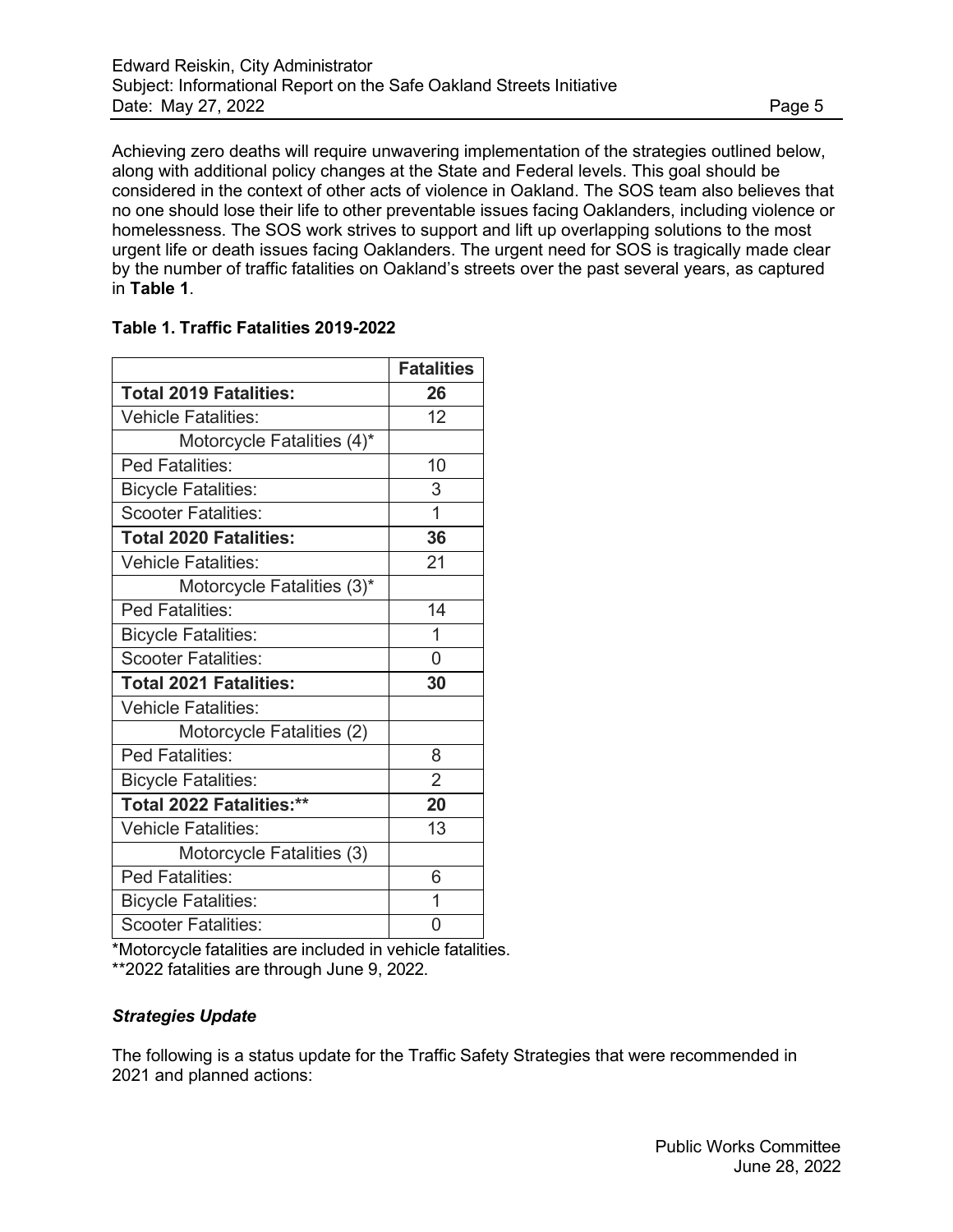Achieving zero deaths will require unwavering implementation of the strategies outlined below, along with additional policy changes at the State and Federal levels. This goal should be considered in the context of other acts of violence in Oakland. The SOS team also believes that no one should lose their life to other preventable issues facing Oaklanders, including violence or homelessness. The SOS work strives to support and lift up overlapping solutions to the most urgent life or death issues facing Oaklanders. The urgent need for SOS is tragically made clear by the number of traffic fatalities on Oakland's streets over the past several years, as captured in **Table 1**.

**Table 1. Traffic Fatalities 2019-2022**

| | **Fatalities** |
|---|---|
| **Total 2019 Fatalities:** | **26** |
| Vehicle Fatalities: | 12 |
| Motorcycle Fatalities (4)* | |
| Ped Fatalities: | 10 |
| Bicycle Fatalities: | 3 |
| Scooter Fatalities: | 1 |
| **Total 2020 Fatalities:** | **36** |
| Vehicle Fatalities: | 21 |
| Motorcycle Fatalities (3)* | |
| Ped Fatalities: | 14 |
| Bicycle Fatalities: | 1 |
| Scooter Fatalities: | 0 |
| **Total 2021 Fatalities:** | **30** |
| Vehicle Fatalities: | |
| Motorcycle Fatalities (2) | |
| Ped Fatalities: | 8 |
| Bicycle Fatalities: | 2 |
| **Total 2022 Fatalities:\*\*** | **20** |
| Vehicle Fatalities: | 13 |
| Motorcycle Fatalities (3) | |
| Ped Fatalities: | 6 |
| Bicycle Fatalities: | 1 |
| Scooter Fatalities: | 0 |

*Motorcycle fatalities are included in vehicle fatalities.
**2022 fatalities are through June 9, 2022.

***Strategies Update***

The following is a status update for the Traffic Safety Strategies that were recommended in 2021 and planned actions: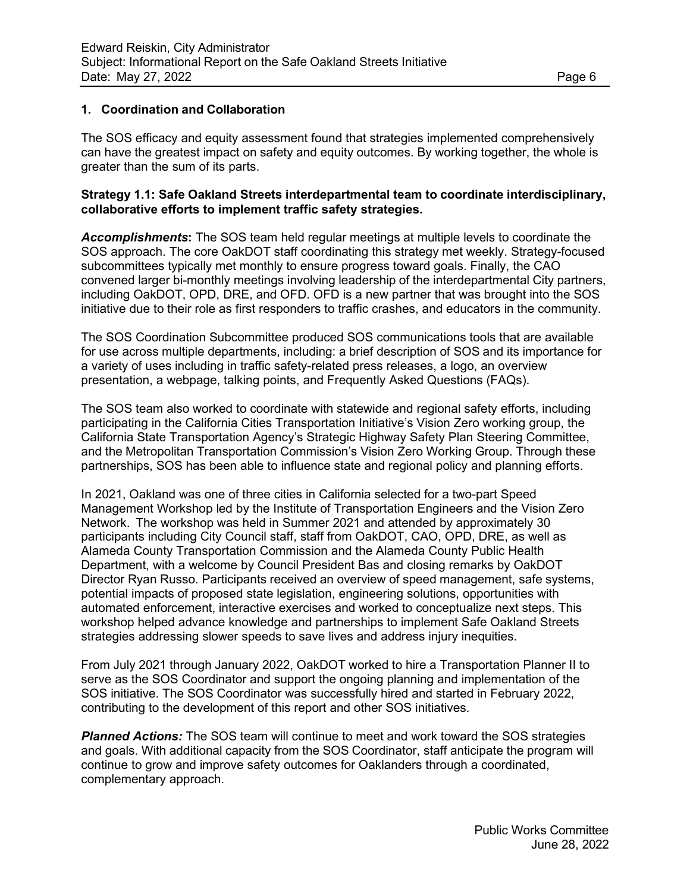## 1. Coordination and Collaboration

The SOS efficacy and equity assessment found that strategies implemented comprehensively can have the greatest impact on safety and equity outcomes. By working together, the whole is greater than the sum of its parts.

**Strategy 1.1: Safe Oakland Streets interdepartmental team to coordinate interdisciplinary, collaborative efforts to implement traffic safety strategies.**

***Accomplishments*:** The SOS team held regular meetings at multiple levels to coordinate the SOS approach. The core OakDOT staff coordinating this strategy met weekly. Strategy-focused subcommittees typically met monthly to ensure progress toward goals. Finally, the CAO convened larger bi-monthly meetings involving leadership of the interdepartmental City partners, including OakDOT, OPD, DRE, and OFD. OFD is a new partner that was brought into the SOS initiative due to their role as first responders to traffic crashes, and educators in the community.

The SOS Coordination Subcommittee produced SOS communications tools that are available for use across multiple departments, including: a brief description of SOS and its importance for a variety of uses including in traffic safety-related press releases, a logo, an overview presentation, a webpage, talking points, and Frequently Asked Questions (FAQs).

The SOS team also worked to coordinate with statewide and regional safety efforts, including participating in the California Cities Transportation Initiative's Vision Zero working group, the California State Transportation Agency's Strategic Highway Safety Plan Steering Committee, and the Metropolitan Transportation Commission's Vision Zero Working Group. Through these partnerships, SOS has been able to influence state and regional policy and planning efforts.

In 2021, Oakland was one of three cities in California selected for a two-part Speed Management Workshop led by the Institute of Transportation Engineers and the Vision Zero Network. The workshop was held in Summer 2021 and attended by approximately 30 participants including City Council staff, staff from OakDOT, CAO, OPD, DRE, as well as Alameda County Transportation Commission and the Alameda County Public Health Department, with a welcome by Council President Bas and closing remarks by OakDOT Director Ryan Russo. Participants received an overview of speed management, safe systems, potential impacts of proposed state legislation, engineering solutions, opportunities with automated enforcement, interactive exercises and worked to conceptualize next steps. This workshop helped advance knowledge and partnerships to implement Safe Oakland Streets strategies addressing slower speeds to save lives and address injury inequities.

From July 2021 through January 2022, OakDOT worked to hire a Transportation Planner II to serve as the SOS Coordinator and support the ongoing planning and implementation of the SOS initiative. The SOS Coordinator was successfully hired and started in February 2022, contributing to the development of this report and other SOS initiatives.

***Planned Actions:*** The SOS team will continue to meet and work toward the SOS strategies and goals. With additional capacity from the SOS Coordinator, staff anticipate the program will continue to grow and improve safety outcomes for Oaklanders through a coordinated, complementary approach.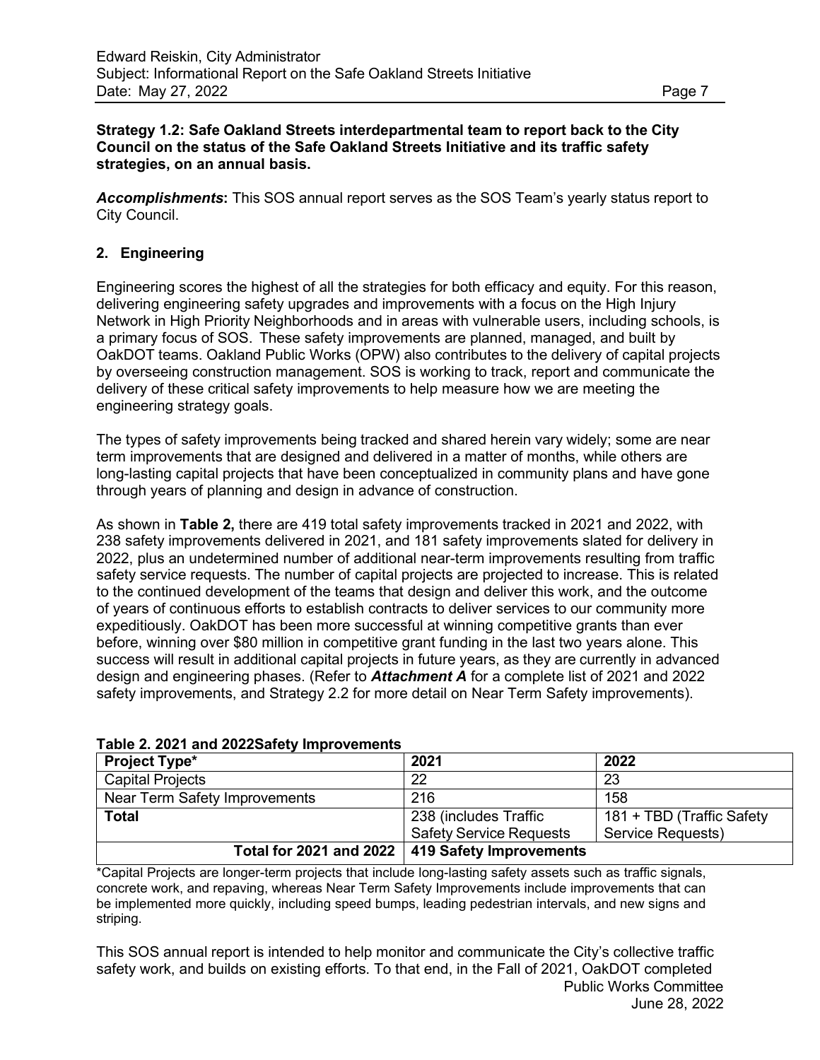**Strategy 1.2: Safe Oakland Streets interdepartmental team to report back to the City Council on the status of the Safe Oakland Streets Initiative and its traffic safety strategies, on an annual basis.**

***Accomplishments*:** This SOS annual report serves as the SOS Team's yearly status report to City Council.

## 2. Engineering

Engineering scores the highest of all the strategies for both efficacy and equity. For this reason, delivering engineering safety upgrades and improvements with a focus on the High Injury Network in High Priority Neighborhoods and in areas with vulnerable users, including schools, is a primary focus of SOS. These safety improvements are planned, managed, and built by OakDOT teams. Oakland Public Works (OPW) also contributes to the delivery of capital projects by overseeing construction management. SOS is working to track, report and communicate the delivery of these critical safety improvements to help measure how we are meeting the engineering strategy goals.

The types of safety improvements being tracked and shared herein vary widely; some are near term improvements that are designed and delivered in a matter of months, while others are long-lasting capital projects that have been conceptualized in community plans and have gone through years of planning and design in advance of construction.

As shown in **Table 2,** there are 419 total safety improvements tracked in 2021 and 2022, with 238 safety improvements delivered in 2021, and 181 safety improvements slated for delivery in 2022, plus an undetermined number of additional near-term improvements resulting from traffic safety service requests. The number of capital projects are projected to increase. This is related to the continued development of the teams that design and deliver this work, and the outcome of years of continuous efforts to establish contracts to deliver services to our community more expeditiously. OakDOT has been more successful at winning competitive grants than ever before, winning over $80 million in competitive grant funding in the last two years alone. This success will result in additional capital projects in future years, as they are currently in advanced design and engineering phases. (Refer to ***Attachment A*** for a complete list of 2021 and 2022 safety improvements, and Strategy 2.2 for more detail on Near Term Safety improvements).

**Table 2. 2021 and 2022Safety Improvements**

| Project Type* | 2021 | 2022 |
|---|---|---|
| Capital Projects | 22 | 23 |
| Near Term Safety Improvements | 216 | 158 |
| **Total** | 238 (includes Traffic Safety Service Requests | 181 + TBD (Traffic Safety Service Requests) |
| **Total for 2021 and 2022** | **419 Safety Improvements** | |

*Capital Projects are longer-term projects that include long-lasting safety assets such as traffic signals, concrete work, and repaving, whereas Near Term Safety Improvements include improvements that can be implemented more quickly, including speed bumps, leading pedestrian intervals, and new signs and striping.

This SOS annual report is intended to help monitor and communicate the City's collective traffic safety work, and builds on existing efforts. To that end, in the Fall of 2021, OakDOT completed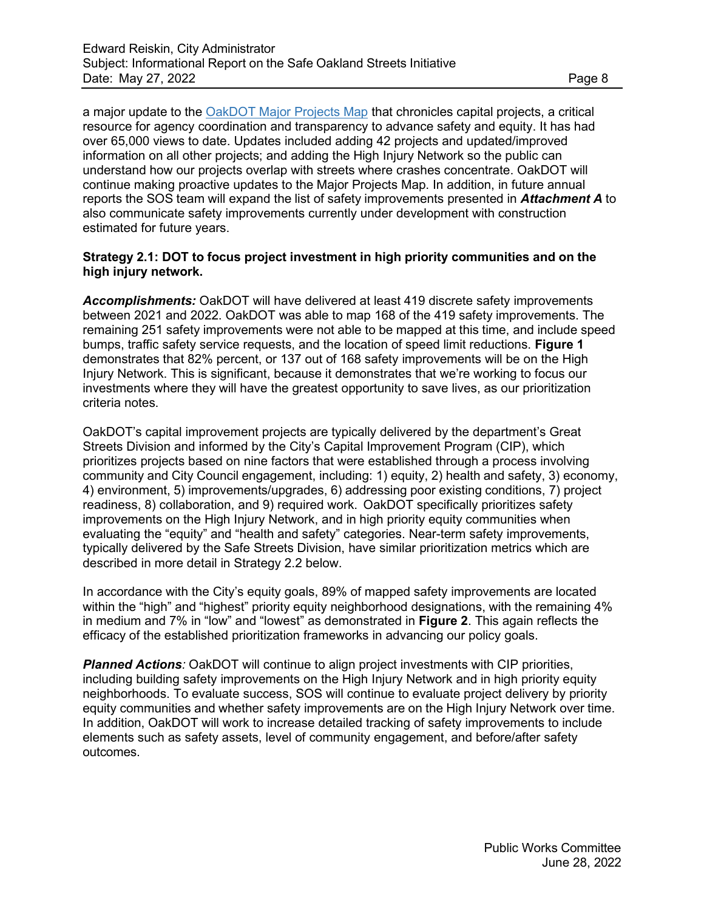a major update to the [OakDOT Major Projects Map]() that chronicles capital projects, a critical resource for agency coordination and transparency to advance safety and equity. It has had over 65,000 views to date. Updates included adding 42 projects and updated/improved information on all other projects; and adding the High Injury Network so the public can understand how our projects overlap with streets where crashes concentrate. OakDOT will continue making proactive updates to the Major Projects Map. In addition, in future annual reports the SOS team will expand the list of safety improvements presented in ***Attachment A*** to also communicate safety improvements currently under development with construction estimated for future years.

**Strategy 2.1: DOT to focus project investment in high priority communities and on the high injury network.**

***Accomplishments:*** OakDOT will have delivered at least 419 discrete safety improvements between 2021 and 2022. OakDOT was able to map 168 of the 419 safety improvements. The remaining 251 safety improvements were not able to be mapped at this time, and include speed bumps, traffic safety service requests, and the location of speed limit reductions. **Figure 1** demonstrates that 82% percent, or 137 out of 168 safety improvements will be on the High Injury Network. This is significant, because it demonstrates that we're working to focus our investments where they will have the greatest opportunity to save lives, as our prioritization criteria notes.

OakDOT's capital improvement projects are typically delivered by the department's Great Streets Division and informed by the City's Capital Improvement Program (CIP), which prioritizes projects based on nine factors that were established through a process involving community and City Council engagement, including: 1) equity, 2) health and safety, 3) economy, 4) environment, 5) improvements/upgrades, 6) addressing poor existing conditions, 7) project readiness, 8) collaboration, and 9) required work. OakDOT specifically prioritizes safety improvements on the High Injury Network, and in high priority equity communities when evaluating the "equity" and "health and safety" categories. Near-term safety improvements, typically delivered by the Safe Streets Division, have similar prioritization metrics which are described in more detail in Strategy 2.2 below.

In accordance with the City's equity goals, 89% of mapped safety improvements are located within the "high" and "highest" priority equity neighborhood designations, with the remaining 4% in medium and 7% in "low" and "lowest" as demonstrated in **Figure 2**. This again reflects the efficacy of the established prioritization frameworks in advancing our policy goals.

***Planned Actions**:* OakDOT will continue to align project investments with CIP priorities, including building safety improvements on the High Injury Network and in high priority equity neighborhoods. To evaluate success, SOS will continue to evaluate project delivery by priority equity communities and whether safety improvements are on the High Injury Network over time. In addition, OakDOT will work to increase detailed tracking of safety improvements to include elements such as safety assets, level of community engagement, and before/after safety outcomes.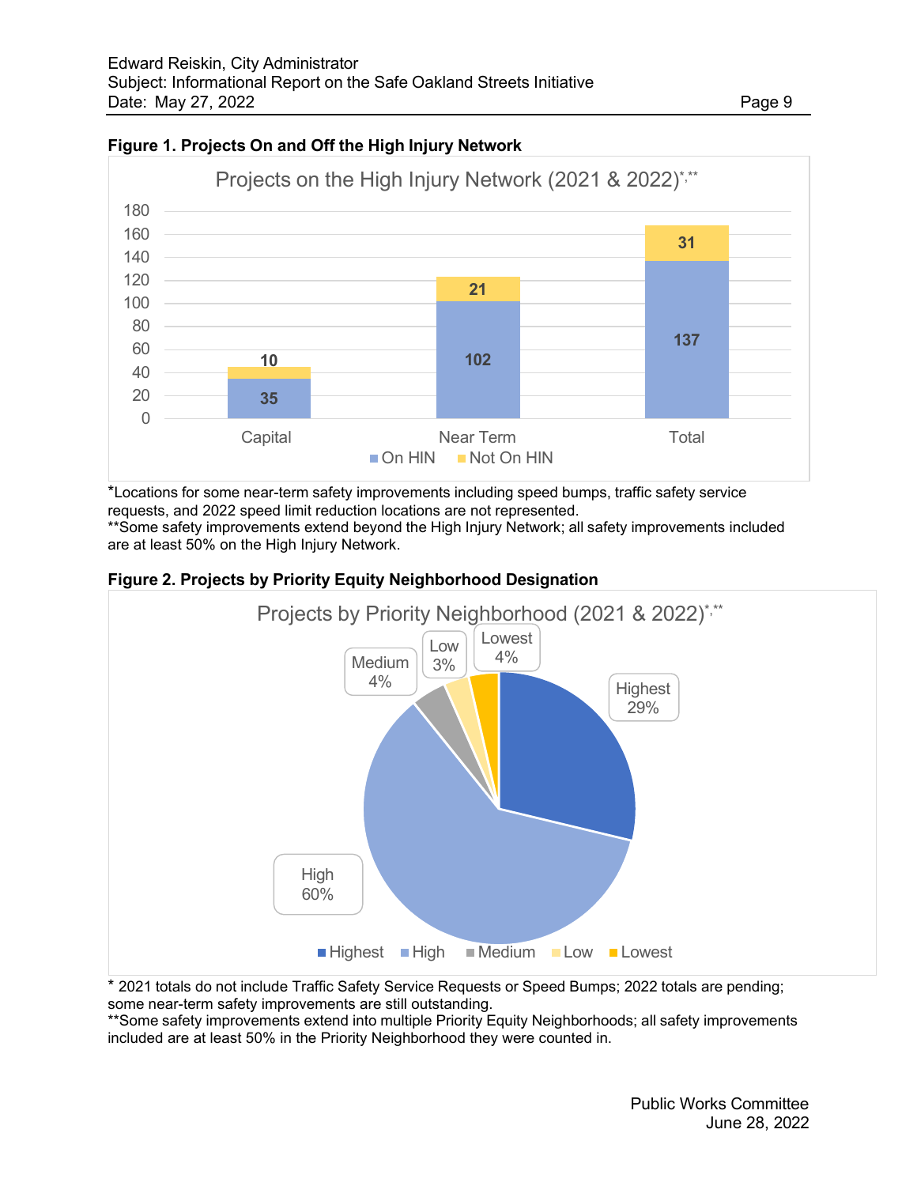**Figure 1. Projects On and Off the High Injury Network**

Projects on the High Injury Network (2021 & 2022)*,**

| | On HIN | Not On HIN |
|---|---|---|
| Capital | 35 | 10 |
| Near Term | 102 | 21 |
| Total | 137 | 31 |

*Locations for some near-term safety improvements including speed bumps, traffic safety service requests, and 2022 speed limit reduction locations are not represented.
**Some safety improvements extend beyond the High Injury Network; all safety improvements included are at least 50% on the High Injury Network.

**Figure 2. Projects by Priority Equity Neighborhood Designation**

Projects by Priority Neighborhood (2021 & 2022)*,**

| Priority | Share |
|---|---|
| Highest | 29% |
| High | 60% |
| Medium | 4% |
| Low | 3% |
| Lowest | 4% |

* 2021 totals do not include Traffic Safety Service Requests or Speed Bumps; 2022 totals are pending; some near-term safety improvements are still outstanding.
**Some safety improvements extend into multiple Priority Equity Neighborhoods; all safety improvements included are at least 50% in the Priority Neighborhood they were counted in.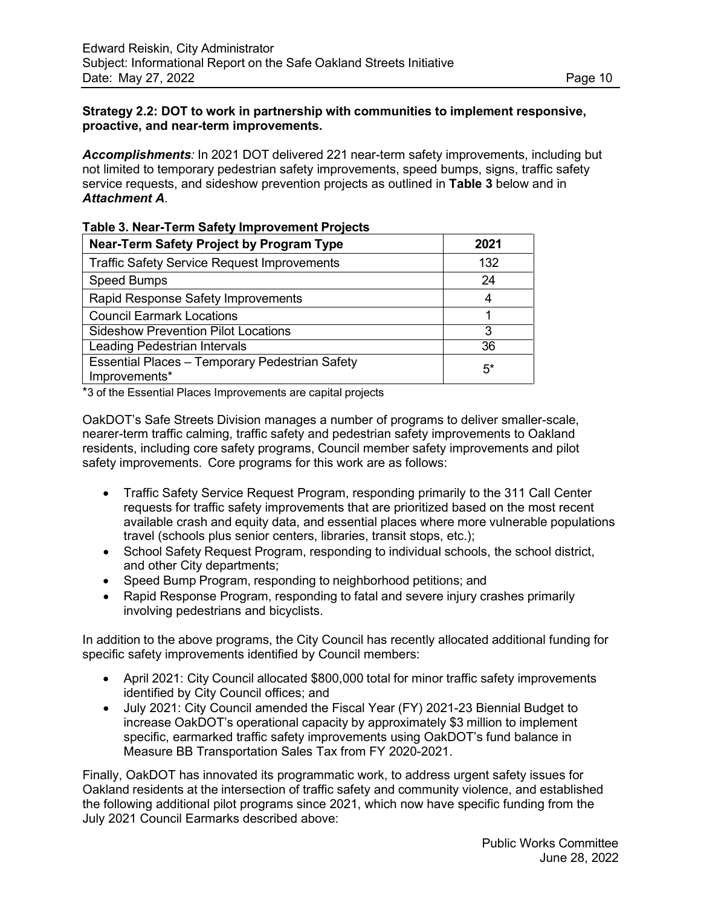**Strategy 2.2: DOT to work in partnership with communities to implement responsive, proactive, and near-term improvements.**

***Accomplishments**:* In 2021 DOT delivered 221 near-term safety improvements, including but not limited to temporary pedestrian safety improvements, speed bumps, signs, traffic safety service requests, and sideshow prevention projects as outlined in **Table 3** below and in ***Attachment A***.

**Table 3. Near-Term Safety Improvement Projects**

| Near-Term Safety Project by Program Type | 2021 |
|---|---|
| Traffic Safety Service Request Improvements | 132 |
| Speed Bumps | 24 |
| Rapid Response Safety Improvements | 4 |
| Council Earmark Locations | 1 |
| Sideshow Prevention Pilot Locations | 3 |
| Leading Pedestrian Intervals | 36 |
| Essential Places – Temporary Pedestrian Safety Improvements* | 5* |

*3 of the Essential Places Improvements are capital projects

OakDOT's Safe Streets Division manages a number of programs to deliver smaller-scale, nearer-term traffic calming, traffic safety and pedestrian safety improvements to Oakland residents, including core safety programs, Council member safety improvements and pilot safety improvements. Core programs for this work are as follows:

- Traffic Safety Service Request Program, responding primarily to the 311 Call Center requests for traffic safety improvements that are prioritized based on the most recent available crash and equity data, and essential places where more vulnerable populations travel (schools plus senior centers, libraries, transit stops, etc.);
- School Safety Request Program, responding to individual schools, the school district, and other City departments;
- Speed Bump Program, responding to neighborhood petitions; and
- Rapid Response Program, responding to fatal and severe injury crashes primarily involving pedestrians and bicyclists.

In addition to the above programs, the City Council has recently allocated additional funding for specific safety improvements identified by Council members:

- April 2021: City Council allocated $800,000 total for minor traffic safety improvements identified by City Council offices; and
- July 2021: City Council amended the Fiscal Year (FY) 2021-23 Biennial Budget to increase OakDOT's operational capacity by approximately $3 million to implement specific, earmarked traffic safety improvements using OakDOT's fund balance in Measure BB Transportation Sales Tax from FY 2020-2021.

Finally, OakDOT has innovated its programmatic work, to address urgent safety issues for Oakland residents at the intersection of traffic safety and community violence, and established the following additional pilot programs since 2021, which now have specific funding from the July 2021 Council Earmarks described above: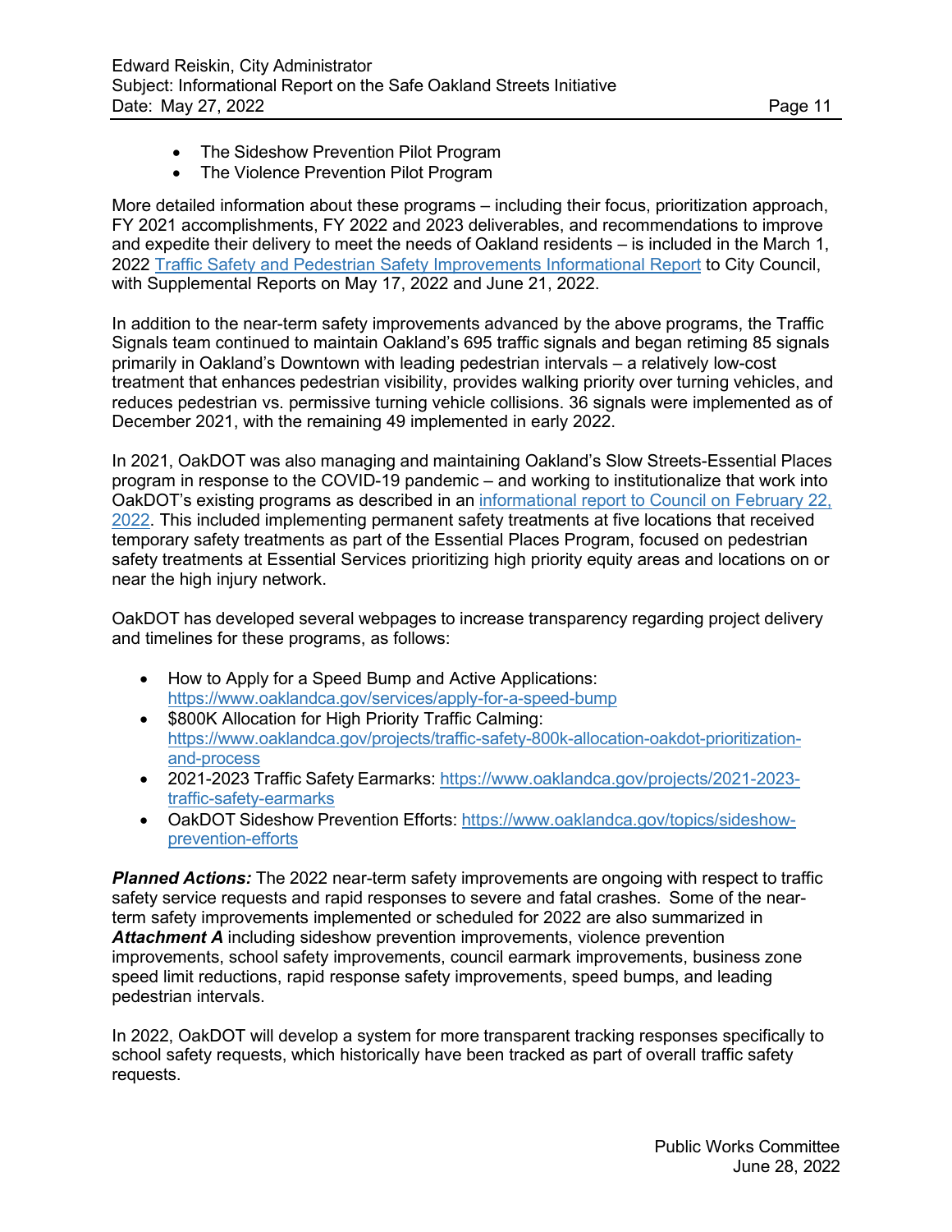- The Sideshow Prevention Pilot Program
- The Violence Prevention Pilot Program

More detailed information about these programs – including their focus, prioritization approach, FY 2021 accomplishments, FY 2022 and 2023 deliverables, and recommendations to improve and expedite their delivery to meet the needs of Oakland residents – is included in the March 1, 2022 Traffic Safety and Pedestrian Safety Improvements Informational Report to City Council, with Supplemental Reports on May 17, 2022 and June 21, 2022.

In addition to the near-term safety improvements advanced by the above programs, the Traffic Signals team continued to maintain Oakland's 695 traffic signals and began retiming 85 signals primarily in Oakland's Downtown with leading pedestrian intervals – a relatively low-cost treatment that enhances pedestrian visibility, provides walking priority over turning vehicles, and reduces pedestrian vs. permissive turning vehicle collisions. 36 signals were implemented as of December 2021, with the remaining 49 implemented in early 2022.

In 2021, OakDOT was also managing and maintaining Oakland's Slow Streets-Essential Places program in response to the COVID-19 pandemic – and working to institutionalize that work into OakDOT's existing programs as described in an informational report to Council on February 22, 2022. This included implementing permanent safety treatments at five locations that received temporary safety treatments as part of the Essential Places Program, focused on pedestrian safety treatments at Essential Services prioritizing high priority equity areas and locations on or near the high injury network.

OakDOT has developed several webpages to increase transparency regarding project delivery and timelines for these programs, as follows:

- How to Apply for a Speed Bump and Active Applications: https://www.oaklandca.gov/services/apply-for-a-speed-bump
- $800K Allocation for High Priority Traffic Calming: https://www.oaklandca.gov/projects/traffic-safety-800k-allocation-oakdot-prioritization-and-process
- 2021-2023 Traffic Safety Earmarks: https://www.oaklandca.gov/projects/2021-2023-traffic-safety-earmarks
- OakDOT Sideshow Prevention Efforts: https://www.oaklandca.gov/topics/sideshow-prevention-efforts

***Planned Actions:*** The 2022 near-term safety improvements are ongoing with respect to traffic safety service requests and rapid responses to severe and fatal crashes. Some of the near-term safety improvements implemented or scheduled for 2022 are also summarized in ***Attachment A*** including sideshow prevention improvements, violence prevention improvements, school safety improvements, council earmark improvements, business zone speed limit reductions, rapid response safety improvements, speed bumps, and leading pedestrian intervals.

In 2022, OakDOT will develop a system for more transparent tracking responses specifically to school safety requests, which historically have been tracked as part of overall traffic safety requests.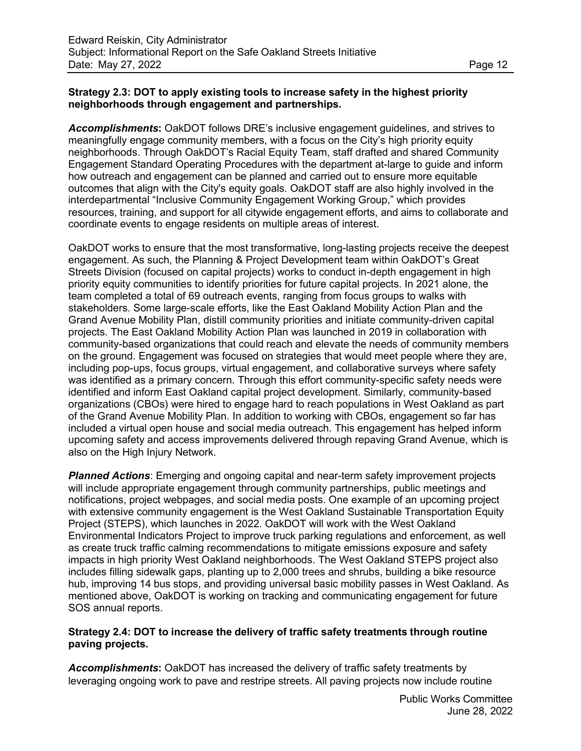**Strategy 2.3: DOT to apply existing tools to increase safety in the highest priority neighborhoods through engagement and partnerships.**

***Accomplishments*:** OakDOT follows DRE's inclusive engagement guidelines, and strives to meaningfully engage community members, with a focus on the City's high priority equity neighborhoods. Through OakDOT's Racial Equity Team, staff drafted and shared Community Engagement Standard Operating Procedures with the department at-large to guide and inform how outreach and engagement can be planned and carried out to ensure more equitable outcomes that align with the City's equity goals. OakDOT staff are also highly involved in the interdepartmental "Inclusive Community Engagement Working Group," which provides resources, training, and support for all citywide engagement efforts, and aims to collaborate and coordinate events to engage residents on multiple areas of interest.

OakDOT works to ensure that the most transformative, long-lasting projects receive the deepest engagement. As such, the Planning & Project Development team within OakDOT's Great Streets Division (focused on capital projects) works to conduct in-depth engagement in high priority equity communities to identify priorities for future capital projects. In 2021 alone, the team completed a total of 69 outreach events, ranging from focus groups to walks with stakeholders. Some large-scale efforts, like the East Oakland Mobility Action Plan and the Grand Avenue Mobility Plan, distill community priorities and initiate community-driven capital projects. The East Oakland Mobility Action Plan was launched in 2019 in collaboration with community-based organizations that could reach and elevate the needs of community members on the ground. Engagement was focused on strategies that would meet people where they are, including pop-ups, focus groups, virtual engagement, and collaborative surveys where safety was identified as a primary concern. Through this effort community-specific safety needs were identified and inform East Oakland capital project development. Similarly, community-based organizations (CBOs) were hired to engage hard to reach populations in West Oakland as part of the Grand Avenue Mobility Plan. In addition to working with CBOs, engagement so far has included a virtual open house and social media outreach. This engagement has helped inform upcoming safety and access improvements delivered through repaving Grand Avenue, which is also on the High Injury Network.

***Planned Actions***: Emerging and ongoing capital and near-term safety improvement projects will include appropriate engagement through community partnerships, public meetings and notifications, project webpages, and social media posts. One example of an upcoming project with extensive community engagement is the West Oakland Sustainable Transportation Equity Project (STEPS), which launches in 2022. OakDOT will work with the West Oakland Environmental Indicators Project to improve truck parking regulations and enforcement, as well as create truck traffic calming recommendations to mitigate emissions exposure and safety impacts in high priority West Oakland neighborhoods. The West Oakland STEPS project also includes filling sidewalk gaps, planting up to 2,000 trees and shrubs, building a bike resource hub, improving 14 bus stops, and providing universal basic mobility passes in West Oakland. As mentioned above, OakDOT is working on tracking and communicating engagement for future SOS annual reports.

**Strategy 2.4: DOT to increase the delivery of traffic safety treatments through routine paving projects.**

***Accomplishments*:** OakDOT has increased the delivery of traffic safety treatments by leveraging ongoing work to pave and restripe streets. All paving projects now include routine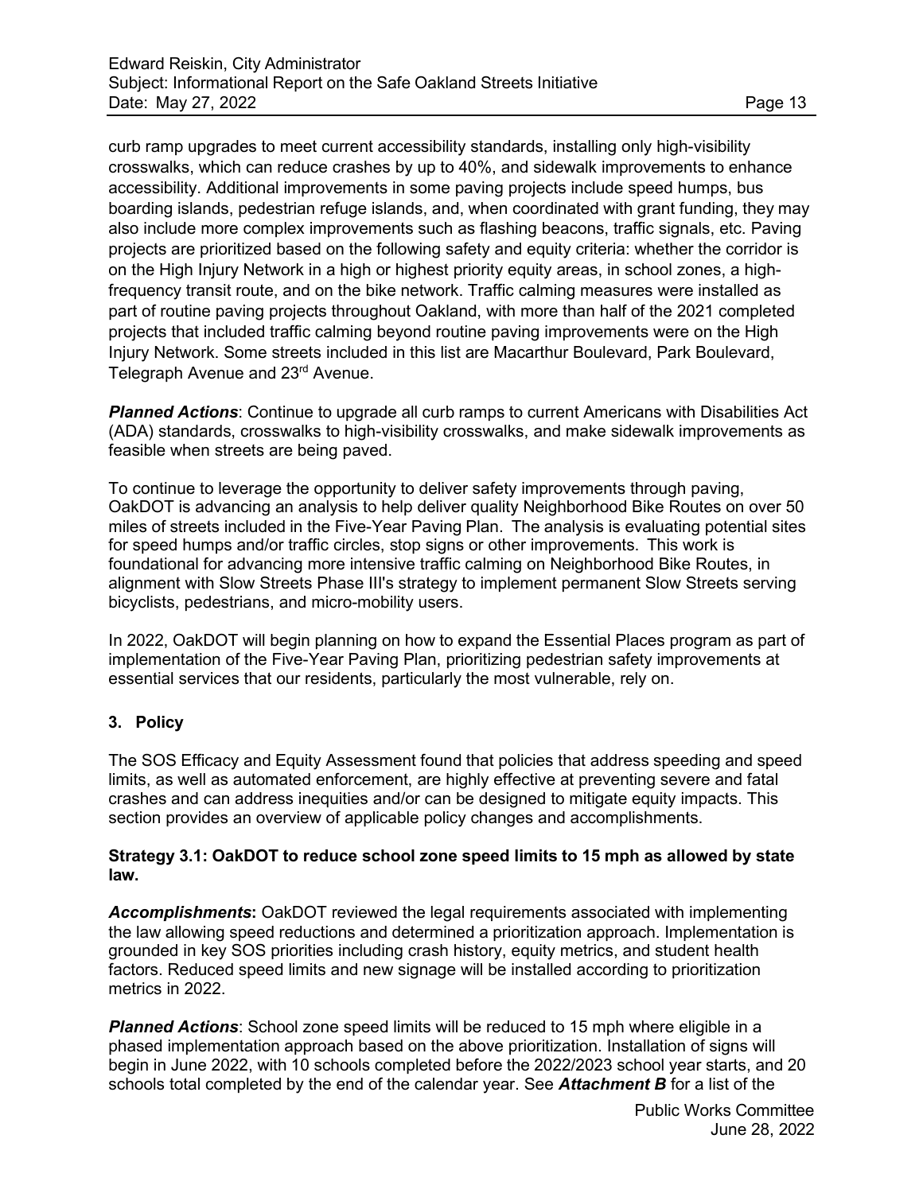curb ramp upgrades to meet current accessibility standards, installing only high-visibility crosswalks, which can reduce crashes by up to 40%, and sidewalk improvements to enhance accessibility. Additional improvements in some paving projects include speed humps, bus boarding islands, pedestrian refuge islands, and, when coordinated with grant funding, they may also include more complex improvements such as flashing beacons, traffic signals, etc. Paving projects are prioritized based on the following safety and equity criteria: whether the corridor is on the High Injury Network in a high or highest priority equity areas, in school zones, a high-frequency transit route, and on the bike network. Traffic calming measures were installed as part of routine paving projects throughout Oakland, with more than half of the 2021 completed projects that included traffic calming beyond routine paving improvements were on the High Injury Network. Some streets included in this list are Macarthur Boulevard, Park Boulevard, Telegraph Avenue and 23rd Avenue.

***Planned Actions***: Continue to upgrade all curb ramps to current Americans with Disabilities Act (ADA) standards, crosswalks to high-visibility crosswalks, and make sidewalk improvements as feasible when streets are being paved.

To continue to leverage the opportunity to deliver safety improvements through paving, OakDOT is advancing an analysis to help deliver quality Neighborhood Bike Routes on over 50 miles of streets included in the Five-Year Paving Plan. The analysis is evaluating potential sites for speed humps and/or traffic circles, stop signs or other improvements. This work is foundational for advancing more intensive traffic calming on Neighborhood Bike Routes, in alignment with Slow Streets Phase III's strategy to implement permanent Slow Streets serving bicyclists, pedestrians, and micro-mobility users.

In 2022, OakDOT will begin planning on how to expand the Essential Places program as part of implementation of the Five-Year Paving Plan, prioritizing pedestrian safety improvements at essential services that our residents, particularly the most vulnerable, rely on.

## 3. Policy

The SOS Efficacy and Equity Assessment found that policies that address speeding and speed limits, as well as automated enforcement, are highly effective at preventing severe and fatal crashes and can address inequities and/or can be designed to mitigate equity impacts. This section provides an overview of applicable policy changes and accomplishments.

**Strategy 3.1: OakDOT to reduce school zone speed limits to 15 mph as allowed by state law.**

***Accomplishments*:** OakDOT reviewed the legal requirements associated with implementing the law allowing speed reductions and determined a prioritization approach. Implementation is grounded in key SOS priorities including crash history, equity metrics, and student health factors. Reduced speed limits and new signage will be installed according to prioritization metrics in 2022.

***Planned Actions***: School zone speed limits will be reduced to 15 mph where eligible in a phased implementation approach based on the above prioritization. Installation of signs will begin in June 2022, with 10 schools completed before the 2022/2023 school year starts, and 20 schools total completed by the end of the calendar year. See ***Attachment B*** for a list of the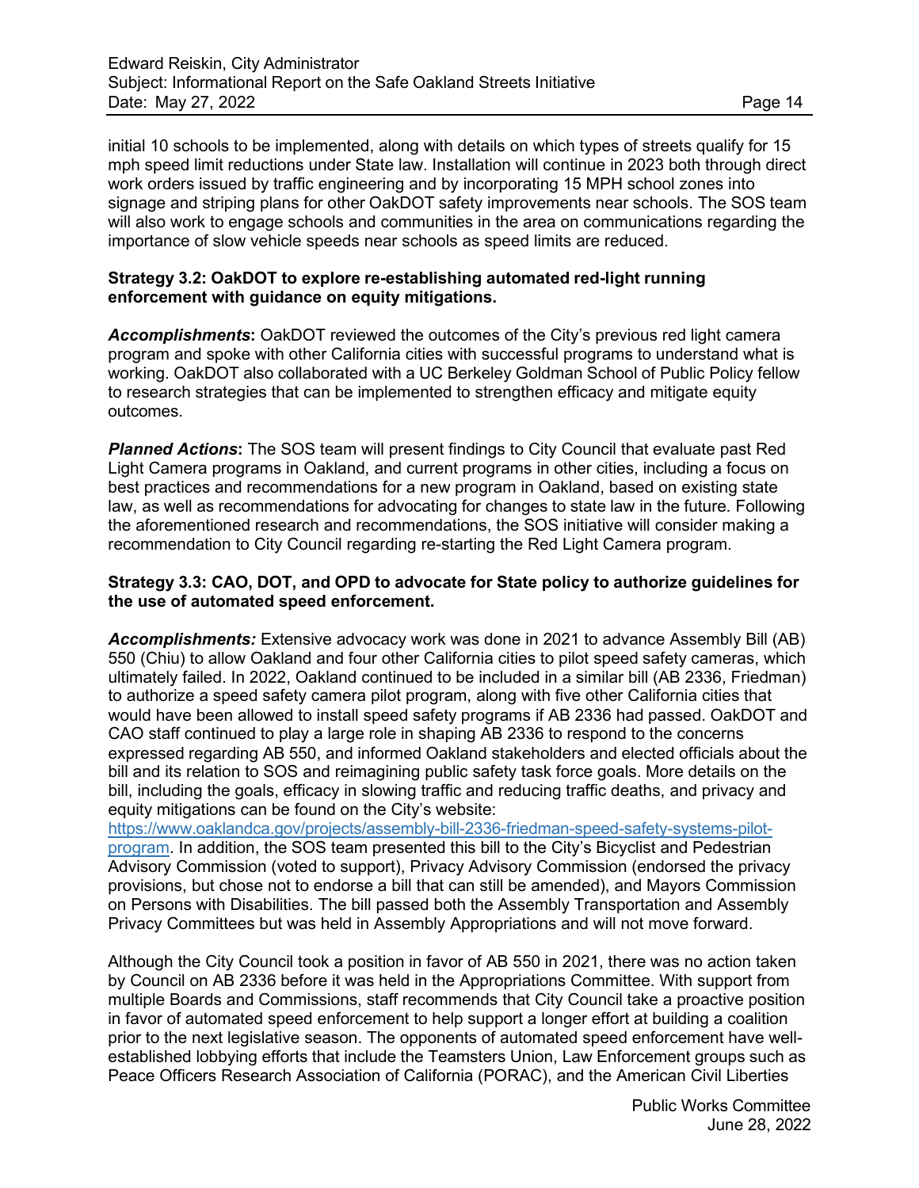initial 10 schools to be implemented, along with details on which types of streets qualify for 15 mph speed limit reductions under State law. Installation will continue in 2023 both through direct work orders issued by traffic engineering and by incorporating 15 MPH school zones into signage and striping plans for other OakDOT safety improvements near schools. The SOS team will also work to engage schools and communities in the area on communications regarding the importance of slow vehicle speeds near schools as speed limits are reduced.

**Strategy 3.2: OakDOT to explore re-establishing automated red-light running enforcement with guidance on equity mitigations.**

***Accomplishments*:** OakDOT reviewed the outcomes of the City's previous red light camera program and spoke with other California cities with successful programs to understand what is working. OakDOT also collaborated with a UC Berkeley Goldman School of Public Policy fellow to research strategies that can be implemented to strengthen efficacy and mitigate equity outcomes.

***Planned Actions*:** The SOS team will present findings to City Council that evaluate past Red Light Camera programs in Oakland, and current programs in other cities, including a focus on best practices and recommendations for a new program in Oakland, based on existing state law, as well as recommendations for advocating for changes to state law in the future. Following the aforementioned research and recommendations, the SOS initiative will consider making a recommendation to City Council regarding re-starting the Red Light Camera program.

**Strategy 3.3: CAO, DOT, and OPD to advocate for State policy to authorize guidelines for the use of automated speed enforcement.**

***Accomplishments:*** Extensive advocacy work was done in 2021 to advance Assembly Bill (AB) 550 (Chiu) to allow Oakland and four other California cities to pilot speed safety cameras, which ultimately failed. In 2022, Oakland continued to be included in a similar bill (AB 2336, Friedman) to authorize a speed safety camera pilot program, along with five other California cities that would have been allowed to install speed safety programs if AB 2336 had passed. OakDOT and CAO staff continued to play a large role in shaping AB 2336 to respond to the concerns expressed regarding AB 550, and informed Oakland stakeholders and elected officials about the bill and its relation to SOS and reimagining public safety task force goals. More details on the bill, including the goals, efficacy in slowing traffic and reducing traffic deaths, and privacy and equity mitigations can be found on the City's website: [https://www.oaklandca.gov/projects/assembly-bill-2336-friedman-speed-safety-systems-pilot-program](https://www.oaklandca.gov/projects/assembly-bill-2336-friedman-speed-safety-systems-pilot-program). In addition, the SOS team presented this bill to the City's Bicyclist and Pedestrian Advisory Commission (voted to support), Privacy Advisory Commission (endorsed the privacy provisions, but chose not to endorse a bill that can still be amended), and Mayors Commission on Persons with Disabilities. The bill passed both the Assembly Transportation and Assembly Privacy Committees but was held in Assembly Appropriations and will not move forward.

Although the City Council took a position in favor of AB 550 in 2021, there was no action taken by Council on AB 2336 before it was held in the Appropriations Committee. With support from multiple Boards and Commissions, staff recommends that City Council take a proactive position in favor of automated speed enforcement to help support a longer effort at building a coalition prior to the next legislative season. The opponents of automated speed enforcement have well-established lobbying efforts that include the Teamsters Union, Law Enforcement groups such as Peace Officers Research Association of California (PORAC), and the American Civil Liberties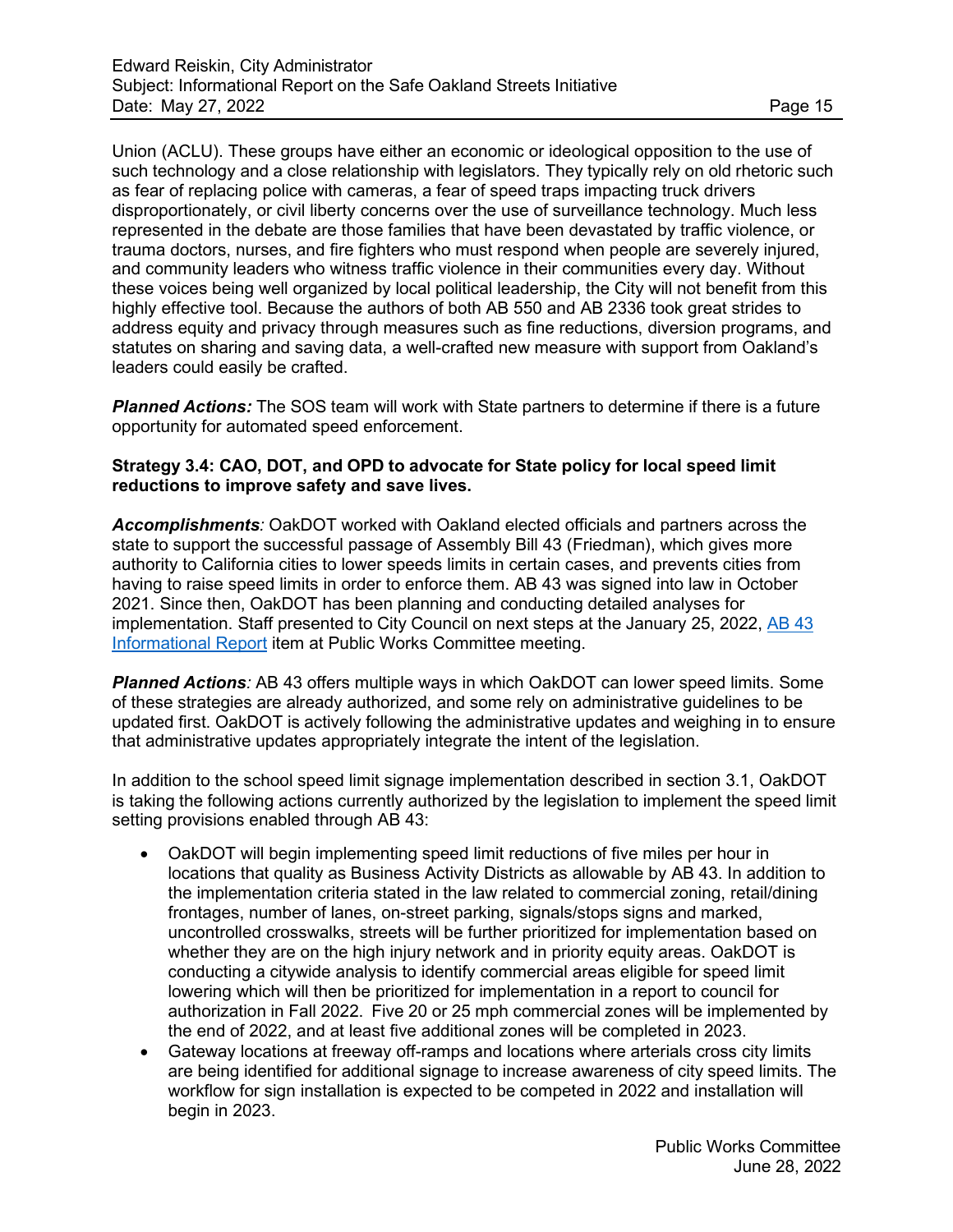Union (ACLU). These groups have either an economic or ideological opposition to the use of such technology and a close relationship with legislators. They typically rely on old rhetoric such as fear of replacing police with cameras, a fear of speed traps impacting truck drivers disproportionately, or civil liberty concerns over the use of surveillance technology. Much less represented in the debate are those families that have been devastated by traffic violence, or trauma doctors, nurses, and fire fighters who must respond when people are severely injured, and community leaders who witness traffic violence in their communities every day. Without these voices being well organized by local political leadership, the City will not benefit from this highly effective tool. Because the authors of both AB 550 and AB 2336 took great strides to address equity and privacy through measures such as fine reductions, diversion programs, and statutes on sharing and saving data, a well-crafted new measure with support from Oakland's leaders could easily be crafted.

***Planned Actions:*** The SOS team will work with State partners to determine if there is a future opportunity for automated speed enforcement.

**Strategy 3.4: CAO, DOT, and OPD to advocate for State policy for local speed limit reductions to improve safety and save lives.**

***Accomplishments****:* OakDOT worked with Oakland elected officials and partners across the state to support the successful passage of Assembly Bill 43 (Friedman), which gives more authority to California cities to lower speeds limits in certain cases, and prevents cities from having to raise speed limits in order to enforce them. AB 43 was signed into law in October 2021. Since then, OakDOT has been planning and conducting detailed analyses for implementation. Staff presented to City Council on next steps at the January 25, 2022, AB 43 Informational Report item at Public Works Committee meeting.

***Planned Actions****:* AB 43 offers multiple ways in which OakDOT can lower speed limits. Some of these strategies are already authorized, and some rely on administrative guidelines to be updated first. OakDOT is actively following the administrative updates and weighing in to ensure that administrative updates appropriately integrate the intent of the legislation.

In addition to the school speed limit signage implementation described in section 3.1, OakDOT is taking the following actions currently authorized by the legislation to implement the speed limit setting provisions enabled through AB 43:

- OakDOT will begin implementing speed limit reductions of five miles per hour in locations that quality as Business Activity Districts as allowable by AB 43. In addition to the implementation criteria stated in the law related to commercial zoning, retail/dining frontages, number of lanes, on-street parking, signals/stops signs and marked, uncontrolled crosswalks, streets will be further prioritized for implementation based on whether they are on the high injury network and in priority equity areas. OakDOT is conducting a citywide analysis to identify commercial areas eligible for speed limit lowering which will then be prioritized for implementation in a report to council for authorization in Fall 2022. Five 20 or 25 mph commercial zones will be implemented by the end of 2022, and at least five additional zones will be completed in 2023.
- Gateway locations at freeway off-ramps and locations where arterials cross city limits are being identified for additional signage to increase awareness of city speed limits. The workflow for sign installation is expected to be competed in 2022 and installation will begin in 2023.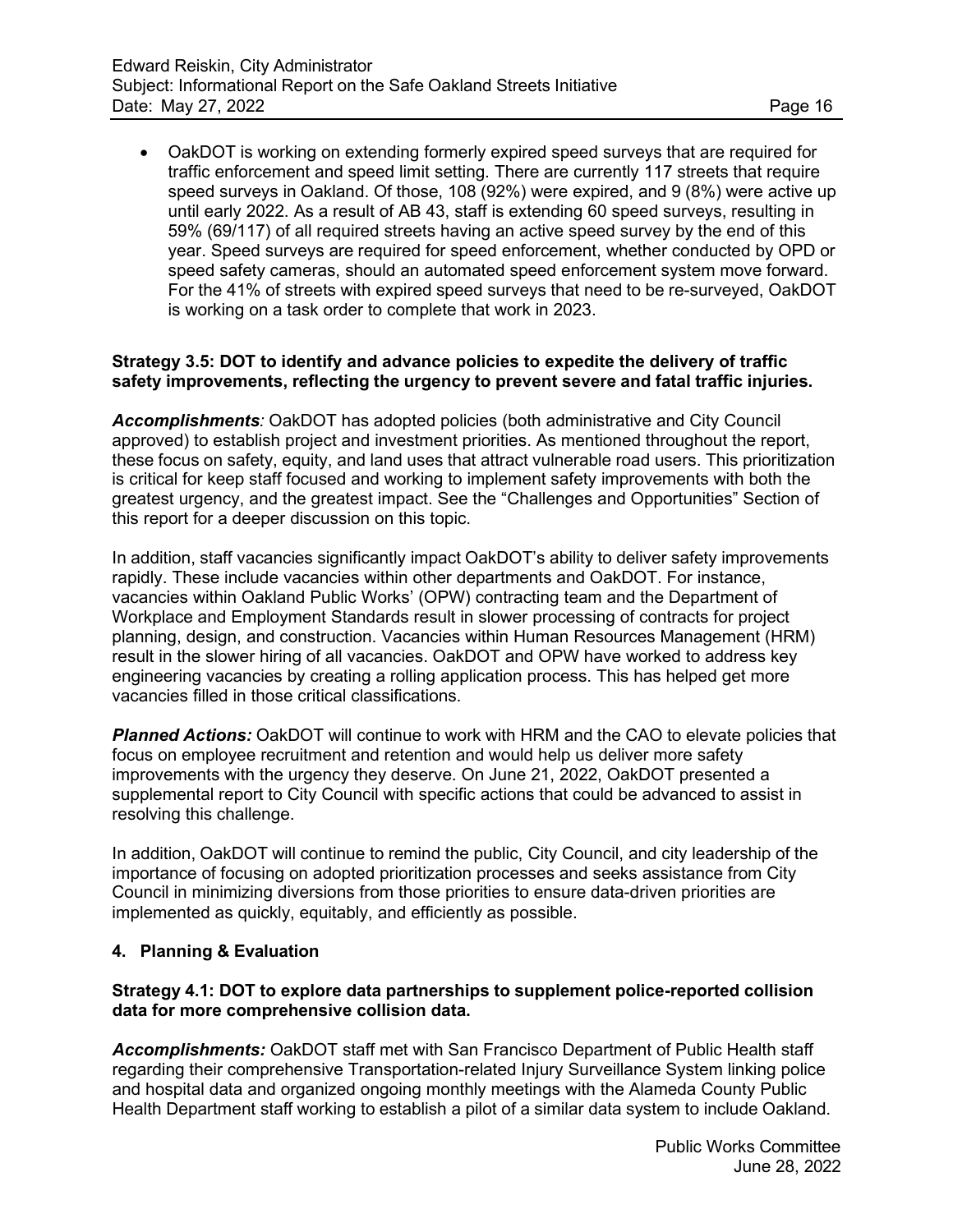- OakDOT is working on extending formerly expired speed surveys that are required for traffic enforcement and speed limit setting. There are currently 117 streets that require speed surveys in Oakland. Of those, 108 (92%) were expired, and 9 (8%) were active up until early 2022. As a result of AB 43, staff is extending 60 speed surveys, resulting in 59% (69/117) of all required streets having an active speed survey by the end of this year. Speed surveys are required for speed enforcement, whether conducted by OPD or speed safety cameras, should an automated speed enforcement system move forward. For the 41% of streets with expired speed surveys that need to be re-surveyed, OakDOT is working on a task order to complete that work in 2023.

**Strategy 3.5: DOT to identify and advance policies to expedite the delivery of traffic safety improvements, reflecting the urgency to prevent severe and fatal traffic injuries.**

***Accomplishments****:* OakDOT has adopted policies (both administrative and City Council approved) to establish project and investment priorities. As mentioned throughout the report, these focus on safety, equity, and land uses that attract vulnerable road users. This prioritization is critical for keep staff focused and working to implement safety improvements with both the greatest urgency, and the greatest impact. See the "Challenges and Opportunities" Section of this report for a deeper discussion on this topic.

In addition, staff vacancies significantly impact OakDOT's ability to deliver safety improvements rapidly. These include vacancies within other departments and OakDOT. For instance, vacancies within Oakland Public Works' (OPW) contracting team and the Department of Workplace and Employment Standards result in slower processing of contracts for project planning, design, and construction. Vacancies within Human Resources Management (HRM) result in the slower hiring of all vacancies. OakDOT and OPW have worked to address key engineering vacancies by creating a rolling application process. This has helped get more vacancies filled in those critical classifications.

***Planned Actions:*** OakDOT will continue to work with HRM and the CAO to elevate policies that focus on employee recruitment and retention and would help us deliver more safety improvements with the urgency they deserve. On June 21, 2022, OakDOT presented a supplemental report to City Council with specific actions that could be advanced to assist in resolving this challenge.

In addition, OakDOT will continue to remind the public, City Council, and city leadership of the importance of focusing on adopted prioritization processes and seeks assistance from City Council in minimizing diversions from those priorities to ensure data-driven priorities are implemented as quickly, equitably, and efficiently as possible.

### 4. Planning & Evaluation

**Strategy 4.1: DOT to explore data partnerships to supplement police-reported collision data for more comprehensive collision data.**

***Accomplishments:*** OakDOT staff met with San Francisco Department of Public Health staff regarding their comprehensive Transportation-related Injury Surveillance System linking police and hospital data and organized ongoing monthly meetings with the Alameda County Public Health Department staff working to establish a pilot of a similar data system to include Oakland.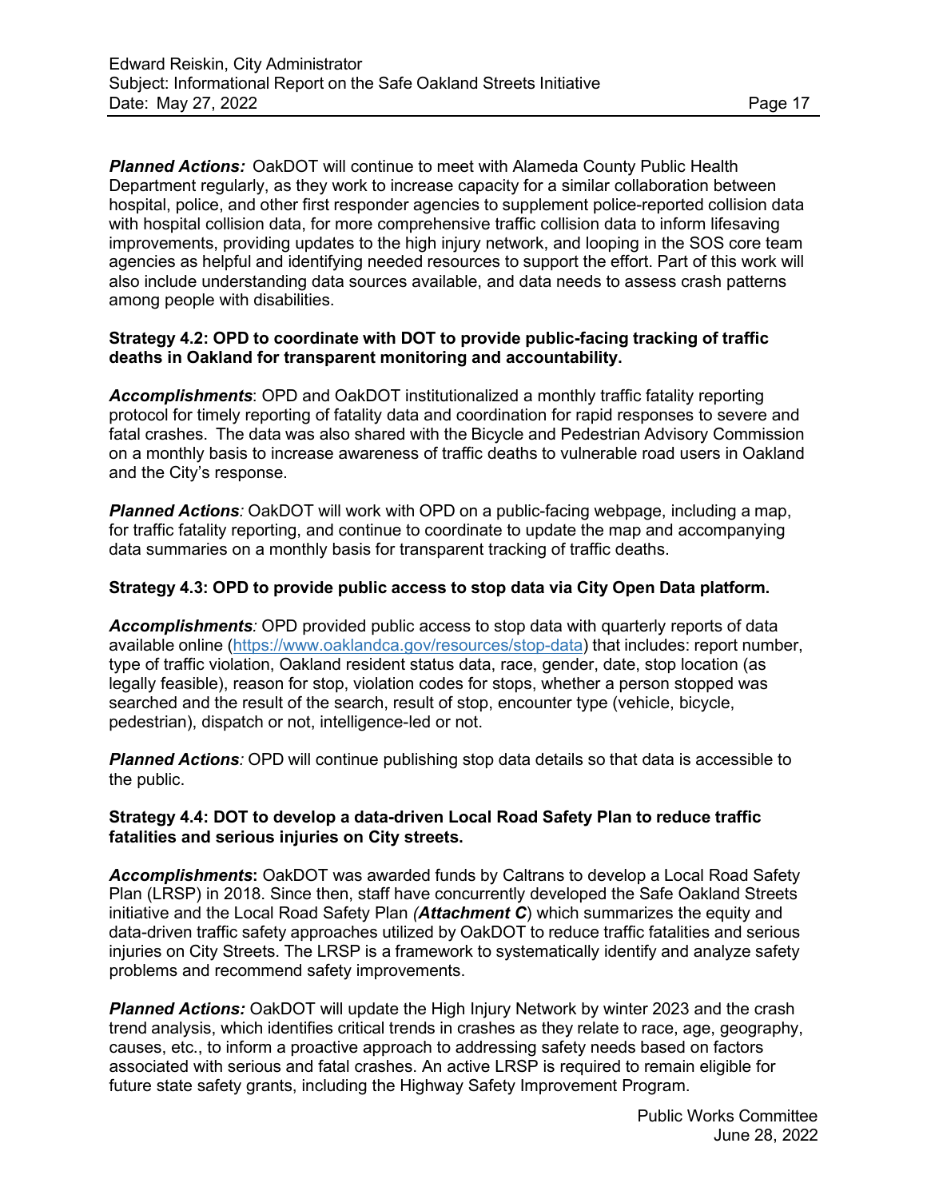***Planned Actions:*** OakDOT will continue to meet with Alameda County Public Health Department regularly, as they work to increase capacity for a similar collaboration between hospital, police, and other first responder agencies to supplement police-reported collision data with hospital collision data, for more comprehensive traffic collision data to inform lifesaving improvements, providing updates to the high injury network, and looping in the SOS core team agencies as helpful and identifying needed resources to support the effort. Part of this work will also include understanding data sources available, and data needs to assess crash patterns among people with disabilities.

**Strategy 4.2: OPD to coordinate with DOT to provide public-facing tracking of traffic deaths in Oakland for transparent monitoring and accountability.**

***Accomplishments***: OPD and OakDOT institutionalized a monthly traffic fatality reporting protocol for timely reporting of fatality data and coordination for rapid responses to severe and fatal crashes. The data was also shared with the Bicycle and Pedestrian Advisory Commission on a monthly basis to increase awareness of traffic deaths to vulnerable road users in Oakland and the City's response.

***Planned Actions****:* OakDOT will work with OPD on a public-facing webpage, including a map, for traffic fatality reporting, and continue to coordinate to update the map and accompanying data summaries on a monthly basis for transparent tracking of traffic deaths.

**Strategy 4.3: OPD to provide public access to stop data via City Open Data platform.**

***Accomplishments****:* OPD provided public access to stop data with quarterly reports of data available online (https://www.oaklandca.gov/resources/stop-data) that includes: report number, type of traffic violation, Oakland resident status data, race, gender, date, stop location (as legally feasible), reason for stop, violation codes for stops, whether a person stopped was searched and the result of the search, result of stop, encounter type (vehicle, bicycle, pedestrian), dispatch or not, intelligence-led or not.

***Planned Actions****:* OPD will continue publishing stop data details so that data is accessible to the public.

**Strategy 4.4: DOT to develop a data-driven Local Road Safety Plan to reduce traffic fatalities and serious injuries on City streets.**

***Accomplishments*****:** OakDOT was awarded funds by Caltrans to develop a Local Road Safety Plan (LRSP) in 2018. Since then, staff have concurrently developed the Safe Oakland Streets initiative and the Local Road Safety Plan *(**Attachment C**)* which summarizes the equity and data-driven traffic safety approaches utilized by OakDOT to reduce traffic fatalities and serious injuries on City Streets. The LRSP is a framework to systematically identify and analyze safety problems and recommend safety improvements.

***Planned Actions:*** OakDOT will update the High Injury Network by winter 2023 and the crash trend analysis, which identifies critical trends in crashes as they relate to race, age, geography, causes, etc., to inform a proactive approach to addressing safety needs based on factors associated with serious and fatal crashes. An active LRSP is required to remain eligible for future state safety grants, including the Highway Safety Improvement Program.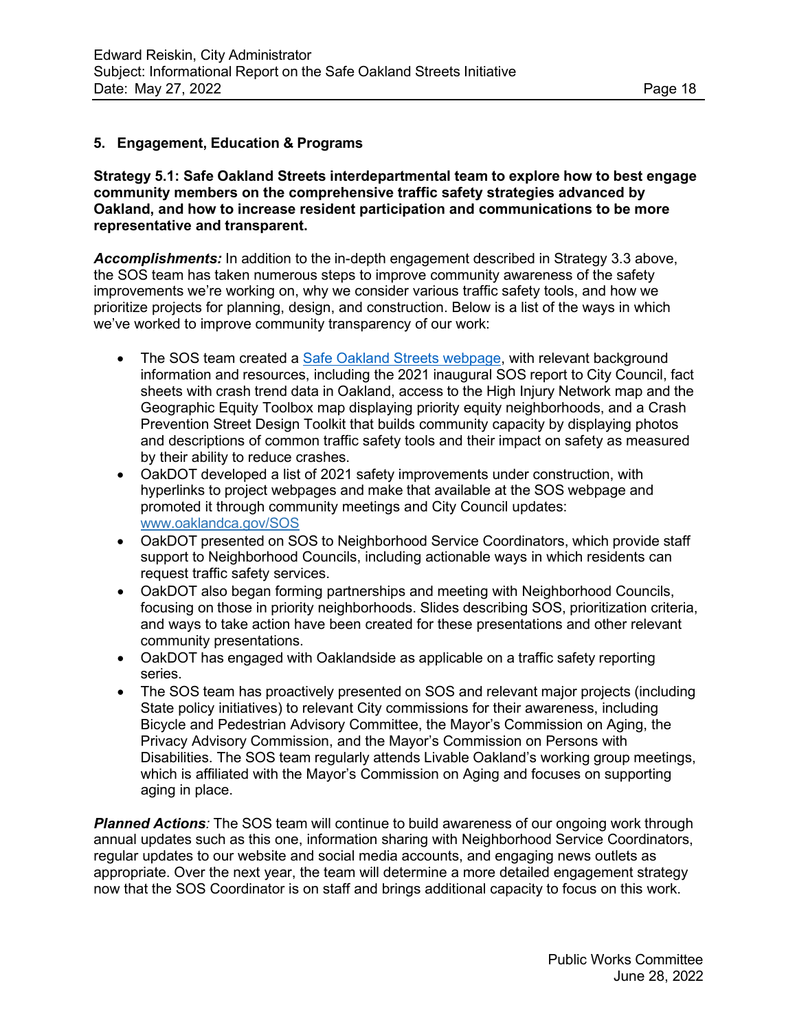## 5. Engagement, Education & Programs

**Strategy 5.1: Safe Oakland Streets interdepartmental team to explore how to best engage community members on the comprehensive traffic safety strategies advanced by Oakland, and how to increase resident participation and communications to be more representative and transparent.**

***Accomplishments:*** In addition to the in-depth engagement described in Strategy 3.3 above, the SOS team has taken numerous steps to improve community awareness of the safety improvements we're working on, why we consider various traffic safety tools, and how we prioritize projects for planning, design, and construction. Below is a list of the ways in which we've worked to improve community transparency of our work:

- The SOS team created a [Safe Oakland Streets webpage](), with relevant background information and resources, including the 2021 inaugural SOS report to City Council, fact sheets with crash trend data in Oakland, access to the High Injury Network map and the Geographic Equity Toolbox map displaying priority equity neighborhoods, and a Crash Prevention Street Design Toolkit that builds community capacity by displaying photos and descriptions of common traffic safety tools and their impact on safety as measured by their ability to reduce crashes.
- OakDOT developed a list of 2021 safety improvements under construction, with hyperlinks to project webpages and make that available at the SOS webpage and promoted it through community meetings and City Council updates: [www.oaklandca.gov/SOS](www.oaklandca.gov/SOS)
- OakDOT presented on SOS to Neighborhood Service Coordinators, which provide staff support to Neighborhood Councils, including actionable ways in which residents can request traffic safety services.
- OakDOT also began forming partnerships and meeting with Neighborhood Councils, focusing on those in priority neighborhoods. Slides describing SOS, prioritization criteria, and ways to take action have been created for these presentations and other relevant community presentations.
- OakDOT has engaged with Oaklandside as applicable on a traffic safety reporting series.
- The SOS team has proactively presented on SOS and relevant major projects (including State policy initiatives) to relevant City commissions for their awareness, including Bicycle and Pedestrian Advisory Committee, the Mayor's Commission on Aging, the Privacy Advisory Commission, and the Mayor's Commission on Persons with Disabilities. The SOS team regularly attends Livable Oakland's working group meetings, which is affiliated with the Mayor's Commission on Aging and focuses on supporting aging in place.

***Planned Actions****:* The SOS team will continue to build awareness of our ongoing work through annual updates such as this one, information sharing with Neighborhood Service Coordinators, regular updates to our website and social media accounts, and engaging news outlets as appropriate. Over the next year, the team will determine a more detailed engagement strategy now that the SOS Coordinator is on staff and brings additional capacity to focus on this work.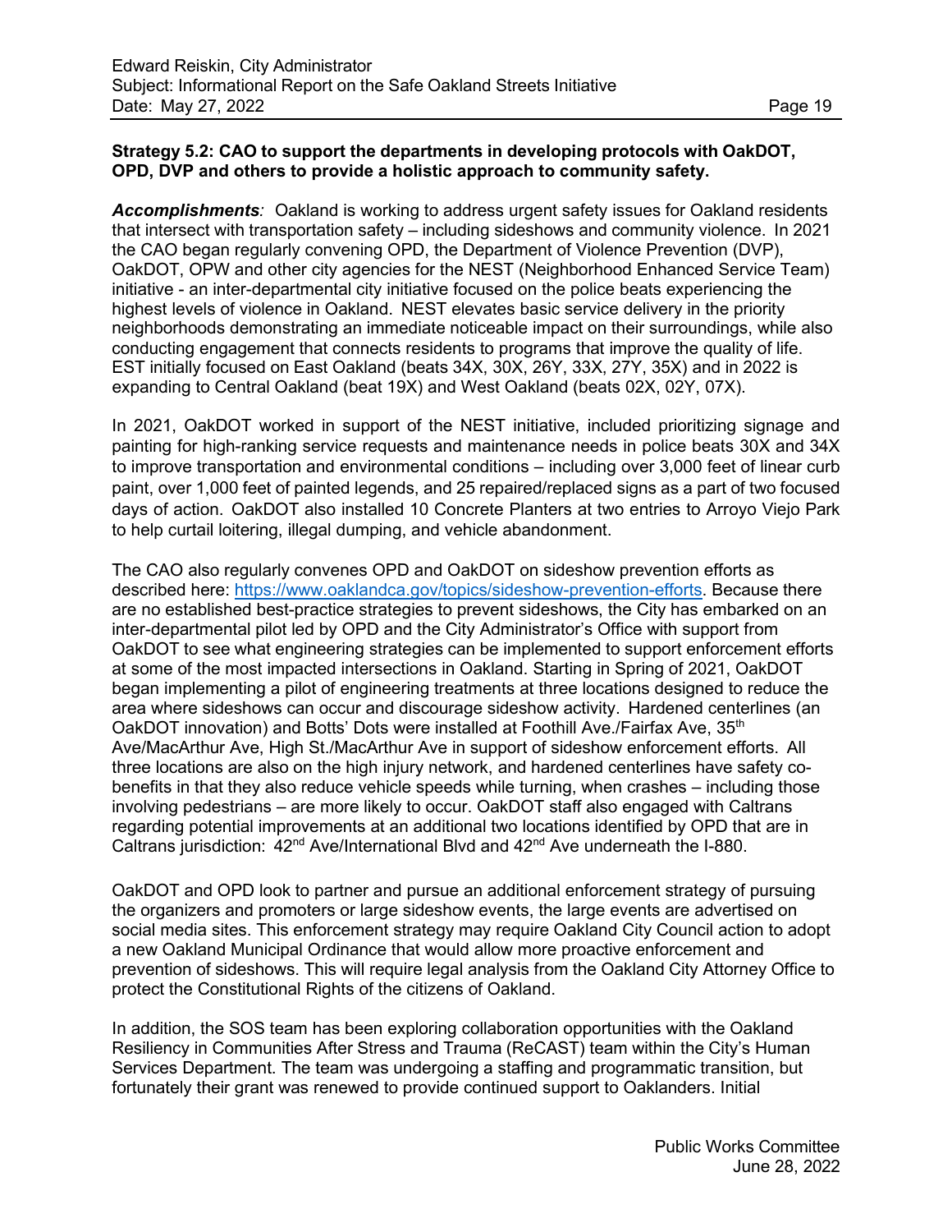**Strategy 5.2: CAO to support the departments in developing protocols with OakDOT, OPD, DVP and others to provide a holistic approach to community safety.**

***Accomplishments**:* Oakland is working to address urgent safety issues for Oakland residents that intersect with transportation safety – including sideshows and community violence. In 2021 the CAO began regularly convening OPD, the Department of Violence Prevention (DVP), OakDOT, OPW and other city agencies for the NEST (Neighborhood Enhanced Service Team) initiative - an inter-departmental city initiative focused on the police beats experiencing the highest levels of violence in Oakland. NEST elevates basic service delivery in the priority neighborhoods demonstrating an immediate noticeable impact on their surroundings, while also conducting engagement that connects residents to programs that improve the quality of life. EST initially focused on East Oakland (beats 34X, 30X, 26Y, 33X, 27Y, 35X) and in 2022 is expanding to Central Oakland (beat 19X) and West Oakland (beats 02X, 02Y, 07X).

In 2021, OakDOT worked in support of the NEST initiative, included prioritizing signage and painting for high-ranking service requests and maintenance needs in police beats 30X and 34X to improve transportation and environmental conditions – including over 3,000 feet of linear curb paint, over 1,000 feet of painted legends, and 25 repaired/replaced signs as a part of two focused days of action. OakDOT also installed 10 Concrete Planters at two entries to Arroyo Viejo Park to help curtail loitering, illegal dumping, and vehicle abandonment.

The CAO also regularly convenes OPD and OakDOT on sideshow prevention efforts as described here: https://www.oaklandca.gov/topics/sideshow-prevention-efforts. Because there are no established best-practice strategies to prevent sideshows, the City has embarked on an inter-departmental pilot led by OPD and the City Administrator's Office with support from OakDOT to see what engineering strategies can be implemented to support enforcement efforts at some of the most impacted intersections in Oakland. Starting in Spring of 2021, OakDOT began implementing a pilot of engineering treatments at three locations designed to reduce the area where sideshows can occur and discourage sideshow activity. Hardened centerlines (an OakDOT innovation) and Botts' Dots were installed at Foothill Ave./Fairfax Ave, 35th Ave/MacArthur Ave, High St./MacArthur Ave in support of sideshow enforcement efforts. All three locations are also on the high injury network, and hardened centerlines have safety co-benefits in that they also reduce vehicle speeds while turning, when crashes – including those involving pedestrians – are more likely to occur. OakDOT staff also engaged with Caltrans regarding potential improvements at an additional two locations identified by OPD that are in Caltrans jurisdiction: 42nd Ave/International Blvd and 42nd Ave underneath the I-880.

OakDOT and OPD look to partner and pursue an additional enforcement strategy of pursuing the organizers and promoters or large sideshow events, the large events are advertised on social media sites. This enforcement strategy may require Oakland City Council action to adopt a new Oakland Municipal Ordinance that would allow more proactive enforcement and prevention of sideshows. This will require legal analysis from the Oakland City Attorney Office to protect the Constitutional Rights of the citizens of Oakland.

In addition, the SOS team has been exploring collaboration opportunities with the Oakland Resiliency in Communities After Stress and Trauma (ReCAST) team within the City's Human Services Department. The team was undergoing a staffing and programmatic transition, but fortunately their grant was renewed to provide continued support to Oaklanders. Initial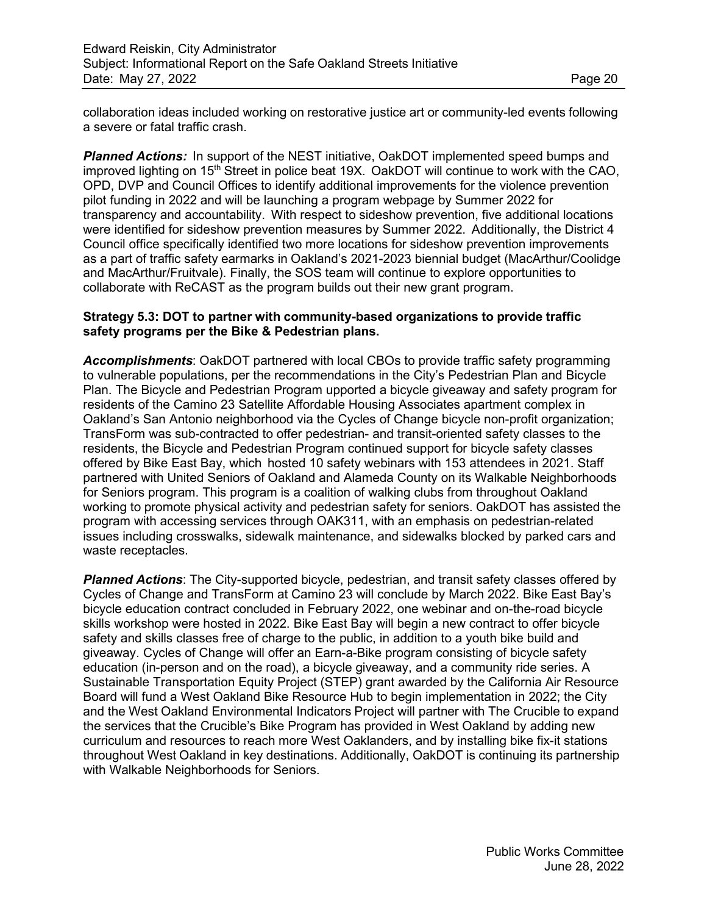collaboration ideas included working on restorative justice art or community-led events following a severe or fatal traffic crash.

***Planned Actions:*** In support of the NEST initiative, OakDOT implemented speed bumps and improved lighting on 15th Street in police beat 19X. OakDOT will continue to work with the CAO, OPD, DVP and Council Offices to identify additional improvements for the violence prevention pilot funding in 2022 and will be launching a program webpage by Summer 2022 for transparency and accountability. With respect to sideshow prevention, five additional locations were identified for sideshow prevention measures by Summer 2022. Additionally, the District 4 Council office specifically identified two more locations for sideshow prevention improvements as a part of traffic safety earmarks in Oakland's 2021-2023 biennial budget (MacArthur/Coolidge and MacArthur/Fruitvale). Finally, the SOS team will continue to explore opportunities to collaborate with ReCAST as the program builds out their new grant program.

**Strategy 5.3: DOT to partner with community-based organizations to provide traffic safety programs per the Bike & Pedestrian plans.**

***Accomplishments***: OakDOT partnered with local CBOs to provide traffic safety programming to vulnerable populations, per the recommendations in the City's Pedestrian Plan and Bicycle Plan. The Bicycle and Pedestrian Program upported a bicycle giveaway and safety program for residents of the Camino 23 Satellite Affordable Housing Associates apartment complex in Oakland's San Antonio neighborhood via the Cycles of Change bicycle non-profit organization; TransForm was sub-contracted to offer pedestrian- and transit-oriented safety classes to the residents, the Bicycle and Pedestrian Program continued support for bicycle safety classes offered by Bike East Bay, which hosted 10 safety webinars with 153 attendees in 2021. Staff partnered with United Seniors of Oakland and Alameda County on its Walkable Neighborhoods for Seniors program. This program is a coalition of walking clubs from throughout Oakland working to promote physical activity and pedestrian safety for seniors. OakDOT has assisted the program with accessing services through OAK311, with an emphasis on pedestrian-related issues including crosswalks, sidewalk maintenance, and sidewalks blocked by parked cars and waste receptacles.

***Planned Actions***: The City-supported bicycle, pedestrian, and transit safety classes offered by Cycles of Change and TransForm at Camino 23 will conclude by March 2022. Bike East Bay's bicycle education contract concluded in February 2022, one webinar and on-the-road bicycle skills workshop were hosted in 2022. Bike East Bay will begin a new contract to offer bicycle safety and skills classes free of charge to the public, in addition to a youth bike build and giveaway. Cycles of Change will offer an Earn-a-Bike program consisting of bicycle safety education (in-person and on the road), a bicycle giveaway, and a community ride series. A Sustainable Transportation Equity Project (STEP) grant awarded by the California Air Resource Board will fund a West Oakland Bike Resource Hub to begin implementation in 2022; the City and the West Oakland Environmental Indicators Project will partner with The Crucible to expand the services that the Crucible's Bike Program has provided in West Oakland by adding new curriculum and resources to reach more West Oaklanders, and by installing bike fix-it stations throughout West Oakland in key destinations. Additionally, OakDOT is continuing its partnership with Walkable Neighborhoods for Seniors.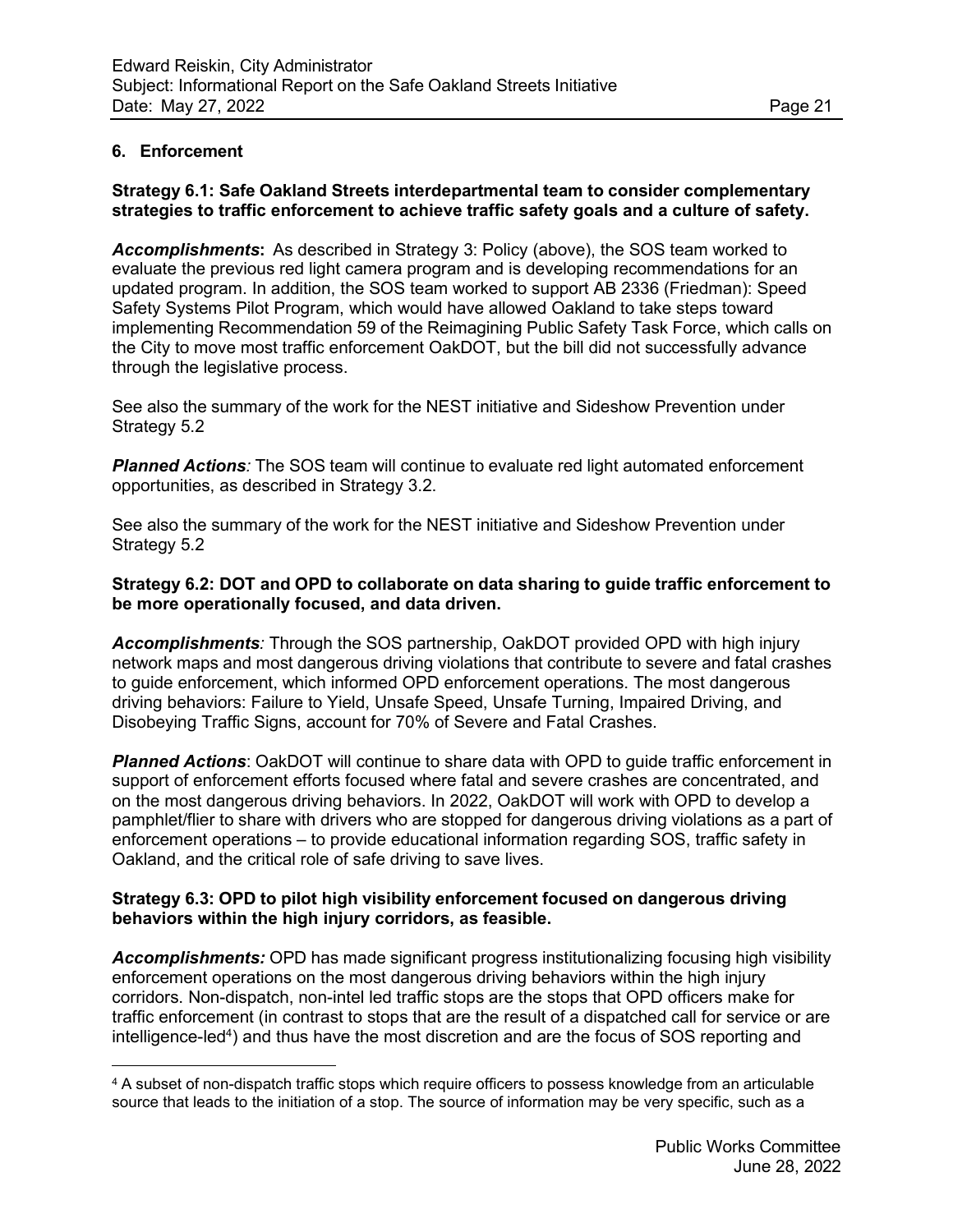## 6. Enforcement

**Strategy 6.1: Safe Oakland Streets interdepartmental team to consider complementary strategies to traffic enforcement to achieve traffic safety goals and a culture of safety.**

***Accomplishments*:** As described in Strategy 3: Policy (above), the SOS team worked to evaluate the previous red light camera program and is developing recommendations for an updated program. In addition, the SOS team worked to support AB 2336 (Friedman): Speed Safety Systems Pilot Program, which would have allowed Oakland to take steps toward implementing Recommendation 59 of the Reimagining Public Safety Task Force, which calls on the City to move most traffic enforcement OakDOT, but the bill did not successfully advance through the legislative process.

See also the summary of the work for the NEST initiative and Sideshow Prevention under Strategy 5.2

***Planned Actions**:* The SOS team will continue to evaluate red light automated enforcement opportunities, as described in Strategy 3.2.

See also the summary of the work for the NEST initiative and Sideshow Prevention under Strategy 5.2

**Strategy 6.2: DOT and OPD to collaborate on data sharing to guide traffic enforcement to be more operationally focused, and data driven.**

***Accomplishments**:* Through the SOS partnership, OakDOT provided OPD with high injury network maps and most dangerous driving violations that contribute to severe and fatal crashes to guide enforcement, which informed OPD enforcement operations. The most dangerous driving behaviors: Failure to Yield, Unsafe Speed, Unsafe Turning, Impaired Driving, and Disobeying Traffic Signs, account for 70% of Severe and Fatal Crashes.

***Planned Actions***: OakDOT will continue to share data with OPD to guide traffic enforcement in support of enforcement efforts focused where fatal and severe crashes are concentrated, and on the most dangerous driving behaviors. In 2022, OakDOT will work with OPD to develop a pamphlet/flier to share with drivers who are stopped for dangerous driving violations as a part of enforcement operations – to provide educational information regarding SOS, traffic safety in Oakland, and the critical role of safe driving to save lives.

**Strategy 6.3: OPD to pilot high visibility enforcement focused on dangerous driving behaviors within the high injury corridors, as feasible.**

***Accomplishments:*** OPD has made significant progress institutionalizing focusing high visibility enforcement operations on the most dangerous driving behaviors within the high injury corridors. Non-dispatch, non-intel led traffic stops are the stops that OPD officers make for traffic enforcement (in contrast to stops that are the result of a dispatched call for service or are intelligence-led[4]) and thus have the most discretion and are the focus of SOS reporting and

---

[4] A subset of non-dispatch traffic stops which require officers to possess knowledge from an articulable source that leads to the initiation of a stop. The source of information may be very specific, such as a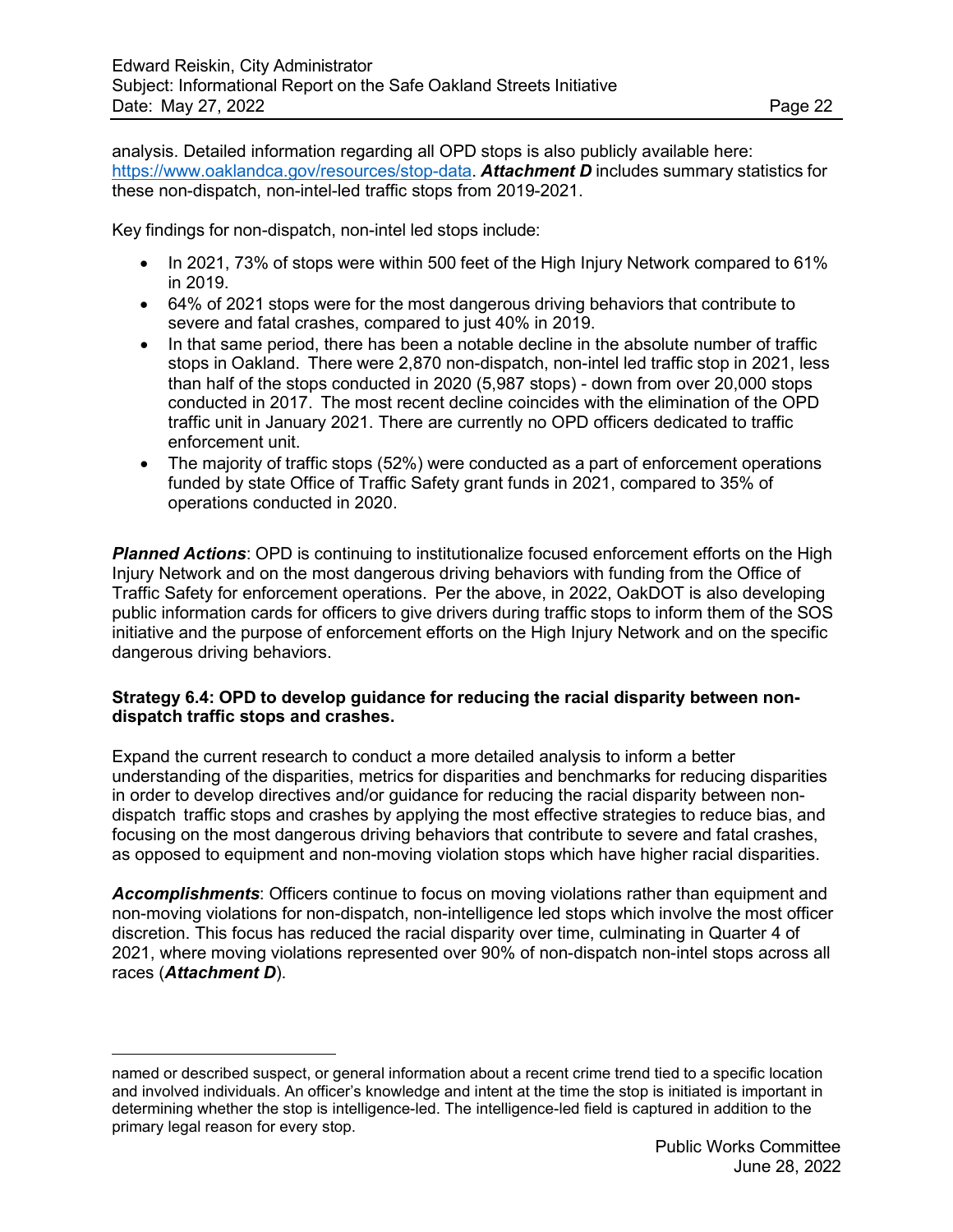analysis. Detailed information regarding all OPD stops is also publicly available here: https://www.oaklandca.gov/resources/stop-data. ***Attachment D*** includes summary statistics for these non-dispatch, non-intel-led traffic stops from 2019-2021.

Key findings for non-dispatch, non-intel led stops include:

- In 2021, 73% of stops were within 500 feet of the High Injury Network compared to 61% in 2019.
- 64% of 2021 stops were for the most dangerous driving behaviors that contribute to severe and fatal crashes, compared to just 40% in 2019.
- In that same period, there has been a notable decline in the absolute number of traffic stops in Oakland. There were 2,870 non-dispatch, non-intel led traffic stop in 2021, less than half of the stops conducted in 2020 (5,987 stops) - down from over 20,000 stops conducted in 2017. The most recent decline coincides with the elimination of the OPD traffic unit in January 2021. There are currently no OPD officers dedicated to traffic enforcement unit.
- The majority of traffic stops (52%) were conducted as a part of enforcement operations funded by state Office of Traffic Safety grant funds in 2021, compared to 35% of operations conducted in 2020.

***Planned Actions***: OPD is continuing to institutionalize focused enforcement efforts on the High Injury Network and on the most dangerous driving behaviors with funding from the Office of Traffic Safety for enforcement operations. Per the above, in 2022, OakDOT is also developing public information cards for officers to give drivers during traffic stops to inform them of the SOS initiative and the purpose of enforcement efforts on the High Injury Network and on the specific dangerous driving behaviors.

**Strategy 6.4: OPD to develop guidance for reducing the racial disparity between non-dispatch traffic stops and crashes.**

Expand the current research to conduct a more detailed analysis to inform a better understanding of the disparities, metrics for disparities and benchmarks for reducing disparities in order to develop directives and/or guidance for reducing the racial disparity between non-dispatch traffic stops and crashes by applying the most effective strategies to reduce bias, and focusing on the most dangerous driving behaviors that contribute to severe and fatal crashes, as opposed to equipment and non-moving violation stops which have higher racial disparities.

***Accomplishments***: Officers continue to focus on moving violations rather than equipment and non-moving violations for non-dispatch, non-intelligence led stops which involve the most officer discretion. This focus has reduced the racial disparity over time, culminating in Quarter 4 of 2021, where moving violations represented over 90% of non-dispatch non-intel stops across all races (***Attachment D***).

---

named or described suspect, or general information about a recent crime trend tied to a specific location and involved individuals. An officer's knowledge and intent at the time the stop is initiated is important in determining whether the stop is intelligence-led. The intelligence-led field is captured in addition to the primary legal reason for every stop.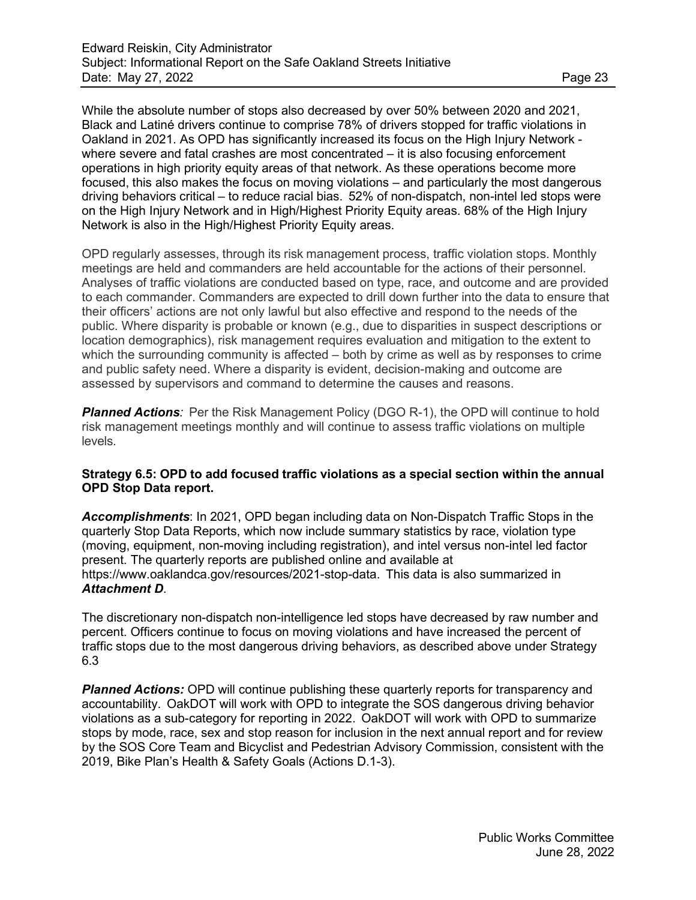While the absolute number of stops also decreased by over 50% between 2020 and 2021, Black and Latiné drivers continue to comprise 78% of drivers stopped for traffic violations in Oakland in 2021. As OPD has significantly increased its focus on the High Injury Network - where severe and fatal crashes are most concentrated – it is also focusing enforcement operations in high priority equity areas of that network. As these operations become more focused, this also makes the focus on moving violations – and particularly the most dangerous driving behaviors critical – to reduce racial bias. 52% of non-dispatch, non-intel led stops were on the High Injury Network and in High/Highest Priority Equity areas. 68% of the High Injury Network is also in the High/Highest Priority Equity areas.

OPD regularly assesses, through its risk management process, traffic violation stops. Monthly meetings are held and commanders are held accountable for the actions of their personnel. Analyses of traffic violations are conducted based on type, race, and outcome and are provided to each commander. Commanders are expected to drill down further into the data to ensure that their officers' actions are not only lawful but also effective and respond to the needs of the public. Where disparity is probable or known (e.g., due to disparities in suspect descriptions or location demographics), risk management requires evaluation and mitigation to the extent to which the surrounding community is affected – both by crime as well as by responses to crime and public safety need. Where a disparity is evident, decision-making and outcome are assessed by supervisors and command to determine the causes and reasons.

***Planned Actions**:* Per the Risk Management Policy (DGO R-1), the OPD will continue to hold risk management meetings monthly and will continue to assess traffic violations on multiple levels.

**Strategy 6.5: OPD to add focused traffic violations as a special section within the annual OPD Stop Data report.**

***Accomplishments***: In 2021, OPD began including data on Non-Dispatch Traffic Stops in the quarterly Stop Data Reports, which now include summary statistics by race, violation type (moving, equipment, non-moving including registration), and intel versus non-intel led factor present. The quarterly reports are published online and available at https://www.oaklandca.gov/resources/2021-stop-data. This data is also summarized in ***Attachment D***.

The discretionary non-dispatch non-intelligence led stops have decreased by raw number and percent. Officers continue to focus on moving violations and have increased the percent of traffic stops due to the most dangerous driving behaviors, as described above under Strategy 6.3

***Planned Actions:*** OPD will continue publishing these quarterly reports for transparency and accountability. OakDOT will work with OPD to integrate the SOS dangerous driving behavior violations as a sub-category for reporting in 2022. OakDOT will work with OPD to summarize stops by mode, race, sex and stop reason for inclusion in the next annual report and for review by the SOS Core Team and Bicyclist and Pedestrian Advisory Commission, consistent with the 2019, Bike Plan's Health & Safety Goals (Actions D.1-3).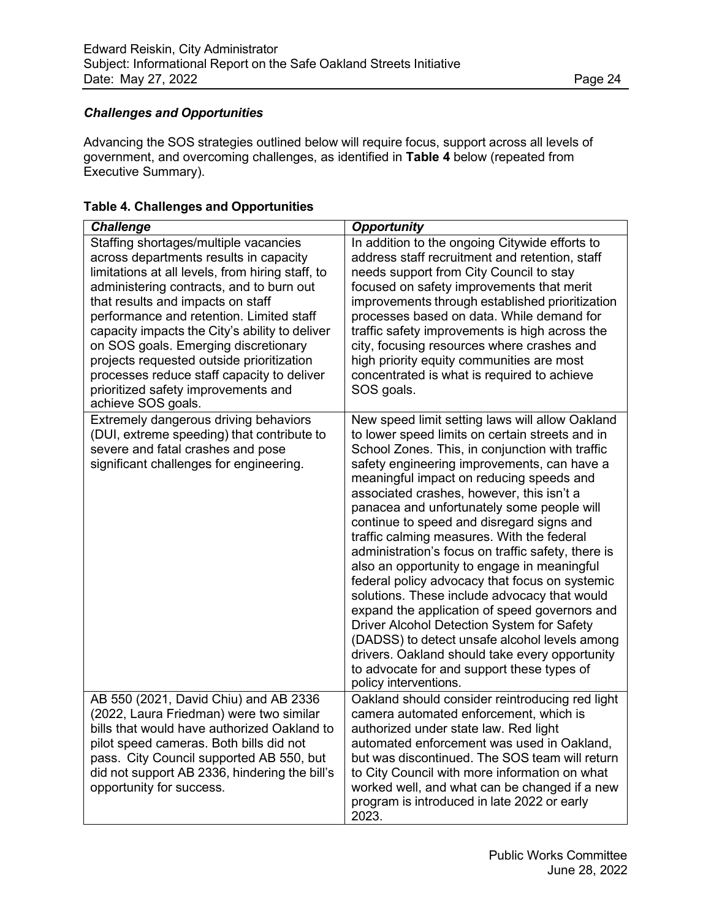### *Challenges and Opportunities*

Advancing the SOS strategies outlined below will require focus, support across all levels of government, and overcoming challenges, as identified in **Table 4** below (repeated from Executive Summary).

**Table 4. Challenges and Opportunities**

| ***Challenge*** | ***Opportunity*** |
|---|---|
| Staffing shortages/multiple vacancies across departments results in capacity limitations at all levels, from hiring staff, to administering contracts, and to burn out that results and impacts on staff performance and retention. Limited staff capacity impacts the City's ability to deliver on SOS goals. Emerging discretionary projects requested outside prioritization processes reduce staff capacity to deliver prioritized safety improvements and achieve SOS goals. | In addition to the ongoing Citywide efforts to address staff recruitment and retention, staff needs support from City Council to stay focused on safety improvements that merit improvements through established prioritization processes based on data. While demand for traffic safety improvements is high across the city, focusing resources where crashes and high priority equity communities are most concentrated is what is required to achieve SOS goals. |
| Extremely dangerous driving behaviors (DUI, extreme speeding) that contribute to severe and fatal crashes and pose significant challenges for engineering. | New speed limit setting laws will allow Oakland to lower speed limits on certain streets and in School Zones. This, in conjunction with traffic safety engineering improvements, can have a meaningful impact on reducing speeds and associated crashes, however, this isn't a panacea and unfortunately some people will continue to speed and disregard signs and traffic calming measures. With the federal administration's focus on traffic safety, there is also an opportunity to engage in meaningful federal policy advocacy that focus on systemic solutions. These include advocacy that would expand the application of speed governors and Driver Alcohol Detection System for Safety (DADSS) to detect unsafe alcohol levels among drivers. Oakland should take every opportunity to advocate for and support these types of policy interventions. |
| AB 550 (2021, David Chiu) and AB 2336 (2022, Laura Friedman) were two similar bills that would have authorized Oakland to pilot speed cameras. Both bills did not pass. City Council supported AB 550, but did not support AB 2336, hindering the bill's opportunity for success. | Oakland should consider reintroducing red light camera automated enforcement, which is authorized under state law. Red light automated enforcement was used in Oakland, but was discontinued. The SOS team will return to City Council with more information on what worked well, and what can be changed if a new program is introduced in late 2022 or early 2023. |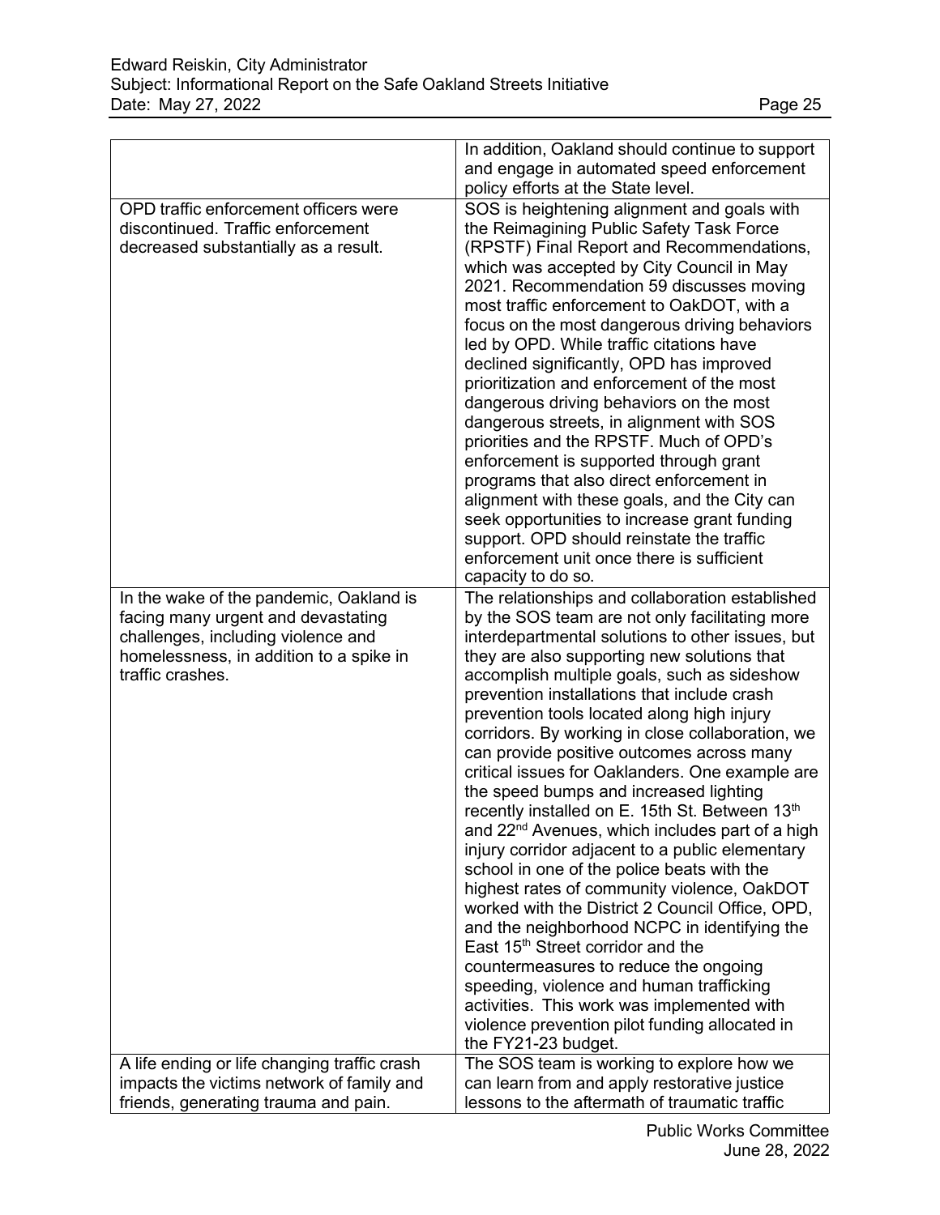| | |
|---|---|
| | In addition, Oakland should continue to support and engage in automated speed enforcement policy efforts at the State level. |
| OPD traffic enforcement officers were discontinued. Traffic enforcement decreased substantially as a result. | SOS is heightening alignment and goals with the Reimagining Public Safety Task Force (RPSTF) Final Report and Recommendations, which was accepted by City Council in May 2021. Recommendation 59 discusses moving most traffic enforcement to OakDOT, with a focus on the most dangerous driving behaviors led by OPD. While traffic citations have declined significantly, OPD has improved prioritization and enforcement of the most dangerous driving behaviors on the most dangerous streets, in alignment with SOS priorities and the RPSTF. Much of OPD's enforcement is supported through grant programs that also direct enforcement in alignment with these goals, and the City can seek opportunities to increase grant funding support. OPD should reinstate the traffic enforcement unit once there is sufficient capacity to do so. |
| In the wake of the pandemic, Oakland is facing many urgent and devastating challenges, including violence and homelessness, in addition to a spike in traffic crashes. | The relationships and collaboration established by the SOS team are not only facilitating more interdepartmental solutions to other issues, but they are also supporting new solutions that accomplish multiple goals, such as sideshow prevention installations that include crash prevention tools located along high injury corridors. By working in close collaboration, we can provide positive outcomes across many critical issues for Oaklanders. One example are the speed bumps and increased lighting recently installed on E. 15th St. Between 13th and 22nd Avenues, which includes part of a high injury corridor adjacent to a public elementary school in one of the police beats with the highest rates of community violence, OakDOT worked with the District 2 Council Office, OPD, and the neighborhood NCPC in identifying the East 15th Street corridor and the countermeasures to reduce the ongoing speeding, violence and human trafficking activities. This work was implemented with violence prevention pilot funding allocated in the FY21-23 budget. |
| A life ending or life changing traffic crash impacts the victims network of family and friends, generating trauma and pain. | The SOS team is working to explore how we can learn from and apply restorative justice lessons to the aftermath of traumatic traffic |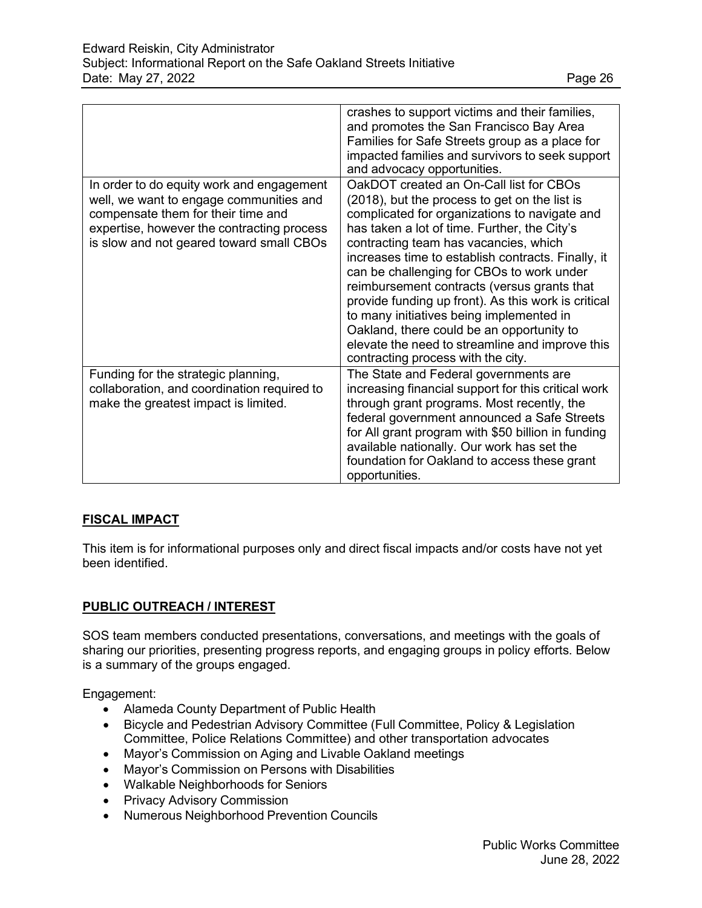| | |
|---|---|
| | crashes to support victims and their families, and promotes the San Francisco Bay Area Families for Safe Streets group as a place for impacted families and survivors to seek support and advocacy opportunities. |
| In order to do equity work and engagement well, we want to engage communities and compensate them for their time and expertise, however the contracting process is slow and not geared toward small CBOs | OakDOT created an On-Call list for CBOs (2018), but the process to get on the list is complicated for organizations to navigate and has taken a lot of time. Further, the City's contracting team has vacancies, which increases time to establish contracts. Finally, it can be challenging for CBOs to work under reimbursement contracts (versus grants that provide funding up front). As this work is critical to many initiatives being implemented in Oakland, there could be an opportunity to elevate the need to streamline and improve this contracting process with the city. |
| Funding for the strategic planning, collaboration, and coordination required to make the greatest impact is limited. | The State and Federal governments are increasing financial support for this critical work through grant programs. Most recently, the federal government announced a Safe Streets for All grant program with $50 billion in funding available nationally. Our work has set the foundation for Oakland to access these grant opportunities. |

## FISCAL IMPACT

This item is for informational purposes only and direct fiscal impacts and/or costs have not yet been identified.

## PUBLIC OUTREACH / INTEREST

SOS team members conducted presentations, conversations, and meetings with the goals of sharing our priorities, presenting progress reports, and engaging groups in policy efforts. Below is a summary of the groups engaged.

Engagement:

- Alameda County Department of Public Health
- Bicycle and Pedestrian Advisory Committee (Full Committee, Policy & Legislation Committee, Police Relations Committee) and other transportation advocates
- Mayor's Commission on Aging and Livable Oakland meetings
- Mayor's Commission on Persons with Disabilities
- Walkable Neighborhoods for Seniors
- Privacy Advisory Commission
- Numerous Neighborhood Prevention Councils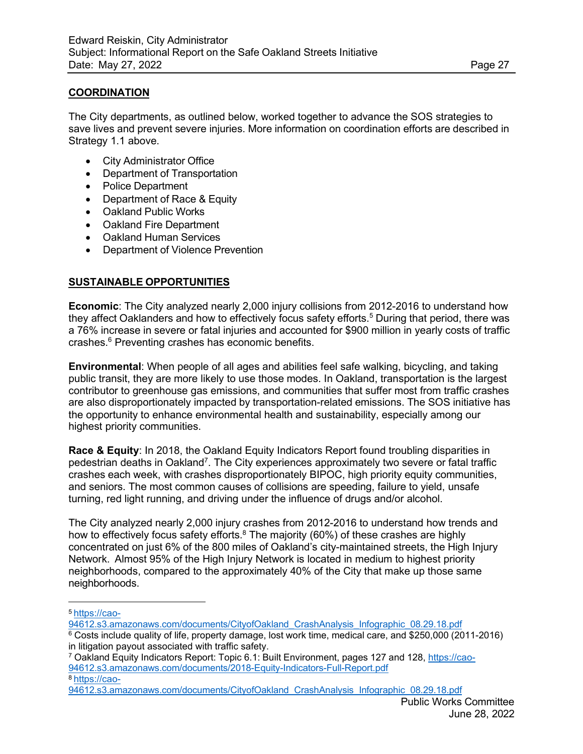## COORDINATION

The City departments, as outlined below, worked together to advance the SOS strategies to save lives and prevent severe injuries. More information on coordination efforts are described in Strategy 1.1 above.

- City Administrator Office
- Department of Transportation
- Police Department
- Department of Race & Equity
- Oakland Public Works
- Oakland Fire Department
- Oakland Human Services
- Department of Violence Prevention

## SUSTAINABLE OPPORTUNITIES

**Economic**: The City analyzed nearly 2,000 injury collisions from 2012-2016 to understand how they affect Oaklanders and how to effectively focus safety efforts.[5] During that period, there was a 76% increase in severe or fatal injuries and accounted for $900 million in yearly costs of traffic crashes.[6] Preventing crashes has economic benefits.

**Environmental**: When people of all ages and abilities feel safe walking, bicycling, and taking public transit, they are more likely to use those modes. In Oakland, transportation is the largest contributor to greenhouse gas emissions, and communities that suffer most from traffic crashes are also disproportionately impacted by transportation-related emissions. The SOS initiative has the opportunity to enhance environmental health and sustainability, especially among our highest priority communities.

**Race & Equity**: In 2018, the Oakland Equity Indicators Report found troubling disparities in pedestrian deaths in Oakland[7]. The City experiences approximately two severe or fatal traffic crashes each week, with crashes disproportionately BIPOC, high priority equity communities, and seniors. The most common causes of collisions are speeding, failure to yield, unsafe turning, red light running, and driving under the influence of drugs and/or alcohol.

The City analyzed nearly 2,000 injury crashes from 2012-2016 to understand how trends and how to effectively focus safety efforts.[8] The majority (60%) of these crashes are highly concentrated on just 6% of the 800 miles of Oakland's city-maintained streets, the High Injury Network. Almost 95% of the High Injury Network is located in medium to highest priority neighborhoods, compared to the approximately 40% of the City that make up those same neighborhoods.

---

[5] https://cao-94612.s3.amazonaws.com/documents/CityofOakland_CrashAnalysis_Infographic_08.29.18.pdf

[6] Costs include quality of life, property damage, lost work time, medical care, and $250,000 (2011-2016) in litigation payout associated with traffic safety.

[7] Oakland Equity Indicators Report: Topic 6.1: Built Environment, pages 127 and 128, https://cao-94612.s3.amazonaws.com/documents/2018-Equity-Indicators-Full-Report.pdf

[8] https://cao-94612.s3.amazonaws.com/documents/CityofOakland_CrashAnalysis_Infographic_08.29.18.pdf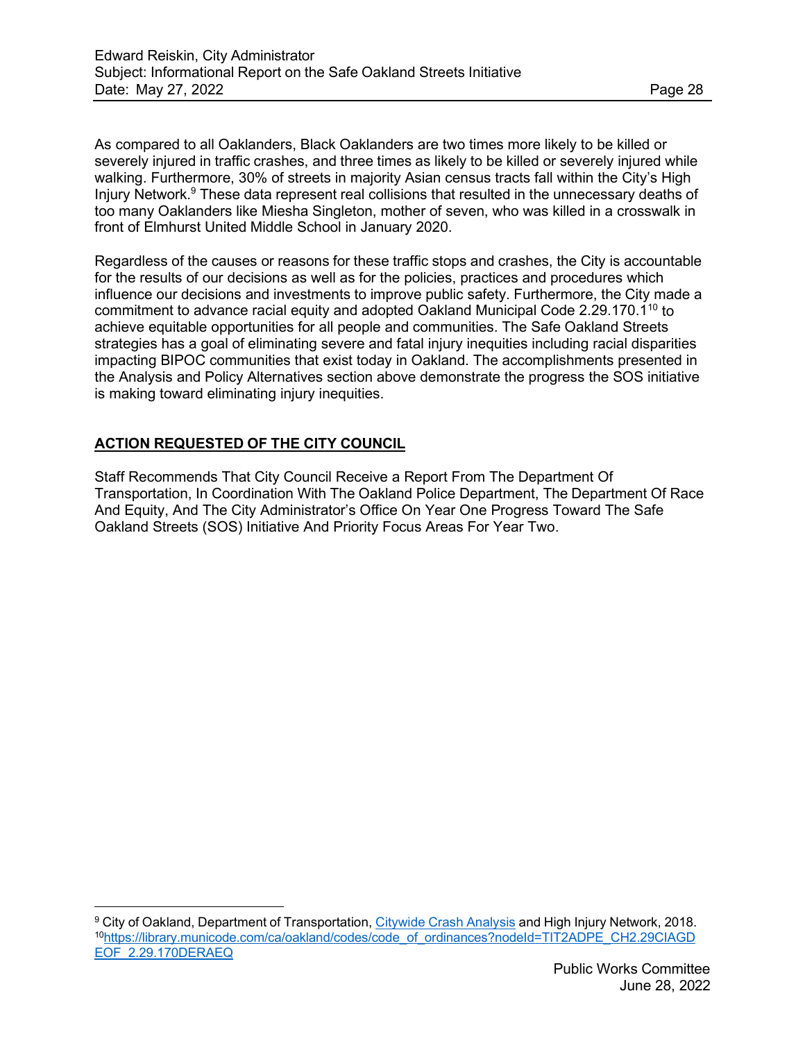As compared to all Oaklanders, Black Oaklanders are two times more likely to be killed or severely injured in traffic crashes, and three times as likely to be killed or severely injured while walking. Furthermore, 30% of streets in majority Asian census tracts fall within the City's High Injury Network.[9] These data represent real collisions that resulted in the unnecessary deaths of too many Oaklanders like Miesha Singleton, mother of seven, who was killed in a crosswalk in front of Elmhurst United Middle School in January 2020.

Regardless of the causes or reasons for these traffic stops and crashes, the City is accountable for the results of our decisions as well as for the policies, practices and procedures which influence our decisions and investments to improve public safety. Furthermore, the City made a commitment to advance racial equity and adopted Oakland Municipal Code 2.29.170.1[10] to achieve equitable opportunities for all people and communities. The Safe Oakland Streets strategies has a goal of eliminating severe and fatal injury inequities including racial disparities impacting BIPOC communities that exist today in Oakland. The accomplishments presented in the Analysis and Policy Alternatives section above demonstrate the progress the SOS initiative is making toward eliminating injury inequities.

## ACTION REQUESTED OF THE CITY COUNCIL

Staff Recommends That City Council Receive a Report From The Department Of Transportation, In Coordination With The Oakland Police Department, The Department Of Race And Equity, And The City Administrator's Office On Year One Progress Toward The Safe Oakland Streets (SOS) Initiative And Priority Focus Areas For Year Two.

---

[9] City of Oakland, Department of Transportation, Citywide Crash Analysis and High Injury Network, 2018.
[10] https://library.municode.com/ca/oakland/codes/code_of_ordinances?nodeId=TIT2ADPE_CH2.29CIAGDEOF_2.29.170DERAEQ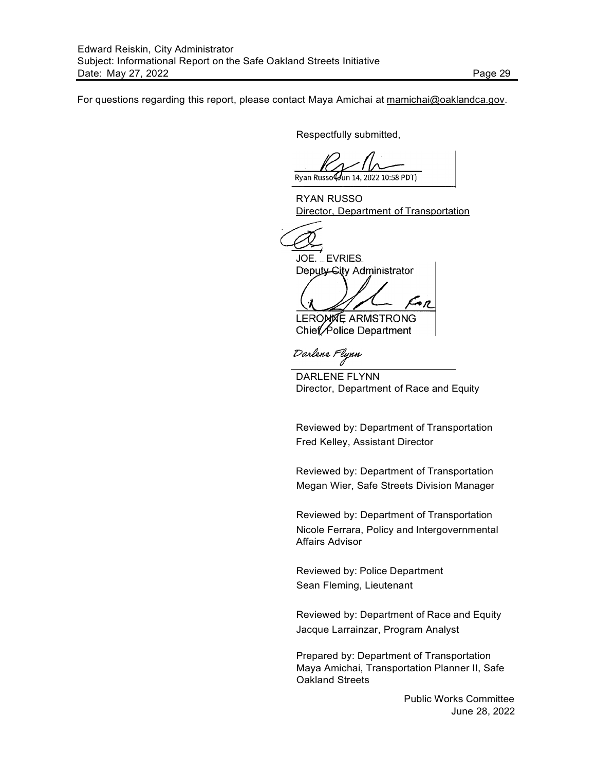For questions regarding this report, please contact Maya Amichai at mamichai@oaklandca.gov.

Respectfully submitted,

Ryan Russo (Jun 14, 2022 10:58 PDT)

RYAN RUSSO
Director, Department of Transportation

JOE DEVRIES
Deputy City Administrator

FOR

LERONNE ARMSTRONG
Chief, Police Department

Darlene Flynn

DARLENE FLYNN
Director, Department of Race and Equity

Reviewed by: Department of Transportation
Fred Kelley, Assistant Director

Reviewed by: Department of Transportation
Megan Wier, Safe Streets Division Manager

Reviewed by: Department of Transportation
Nicole Ferrara, Policy and Intergovernmental Affairs Advisor

Reviewed by: Police Department
Sean Fleming, Lieutenant

Reviewed by: Department of Race and Equity
Jacque Larrainzar, Program Analyst

Prepared by: Department of Transportation
Maya Amichai, Transportation Planner II, Safe Oakland Streets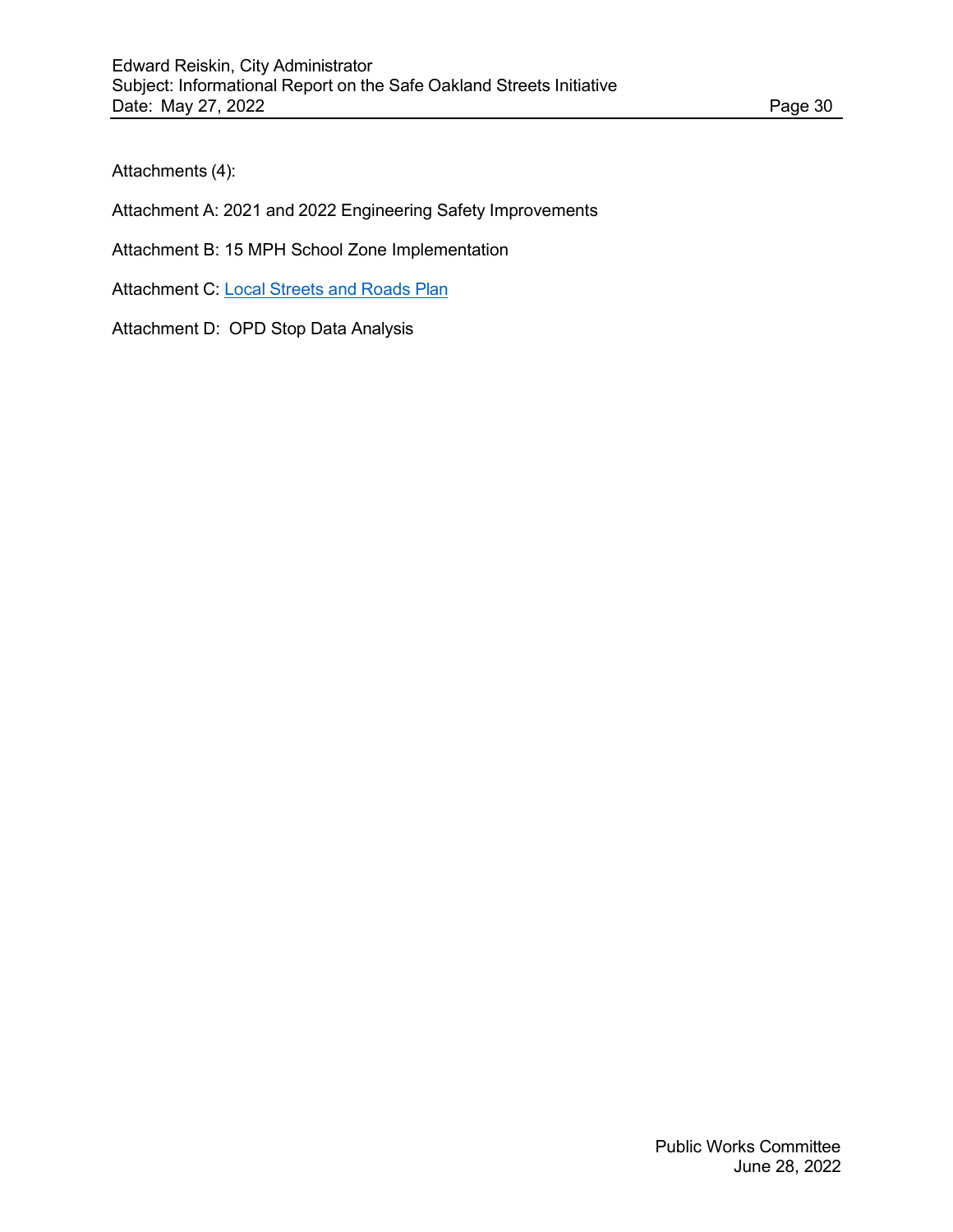Attachments (4):

Attachment A: 2021 and 2022 Engineering Safety Improvements

Attachment B: 15 MPH School Zone Implementation

Attachment C: Local Streets and Roads Plan

Attachment D: OPD Stop Data Analysis